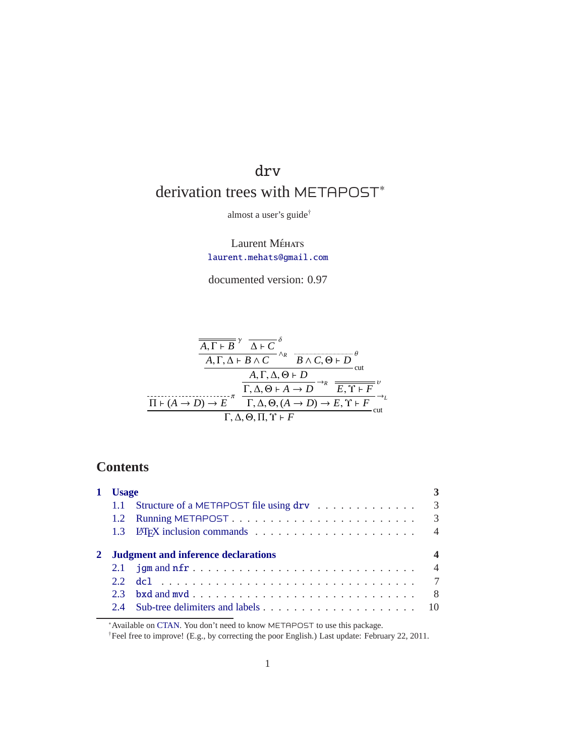# drv

## derivation trees with METAPOST*

almost a user's guide†

Laurent Méhats
laurent.mehats@gmail.com

documented version: 0.97

$$
\dfrac{\dfrac{\dfrac{\dfrac{\overline{\overline{A, \Gamma \vdash B}}^{\,\gamma} \quad \overline{\Delta \vdash C}^{\,\delta}}{A, \Gamma, \Delta \vdash B \wedge C}\wedge_R \quad \overline{B \wedge C, \Theta \vdash D}^{\,\theta}}{A, \Gamma, \Delta, \Theta \vdash D}\text{cut}}{\Gamma, \Delta, \Theta \vdash A \to D}\to_R \quad \overline{\overline{E, \Upsilon \vdash F}}^{\,\upsilon}}{\Gamma, \Delta, \Theta, (A \to D) \to E, \Upsilon \vdash F}\to_L
$$

$$
\dfrac{\overline{\Pi \vdash (A \to D) \to E}^{\,\pi} \quad \Gamma, \Delta, \Theta, (A \to D) \to E, \Upsilon \vdash F}{\Gamma, \Delta, \Theta, \Pi, \Upsilon \vdash F}\text{cut}
$$

## Contents

**1 Usage** ..... **3**
- 1.1 Structure of a METAPOST file using `drv` ..... 3
- 1.2 Running METAPOST ..... 3
- 1.3 LaTeX inclusion commands ..... 4

**2 Judgment and inference declarations** ..... **4**
- 2.1 `jgm` and `nfr` ..... 4
- 2.2 `dcl` ..... 7
- 2.3 `bxd` and `mvd` ..... 8
- 2.4 Sub-tree delimiters and labels ..... 10

*Available on CTAN. You don't need to know METAPOST to use this package.

†Feel free to improve! (E.g., by correcting the poor English.) Last update: February 22, 2011.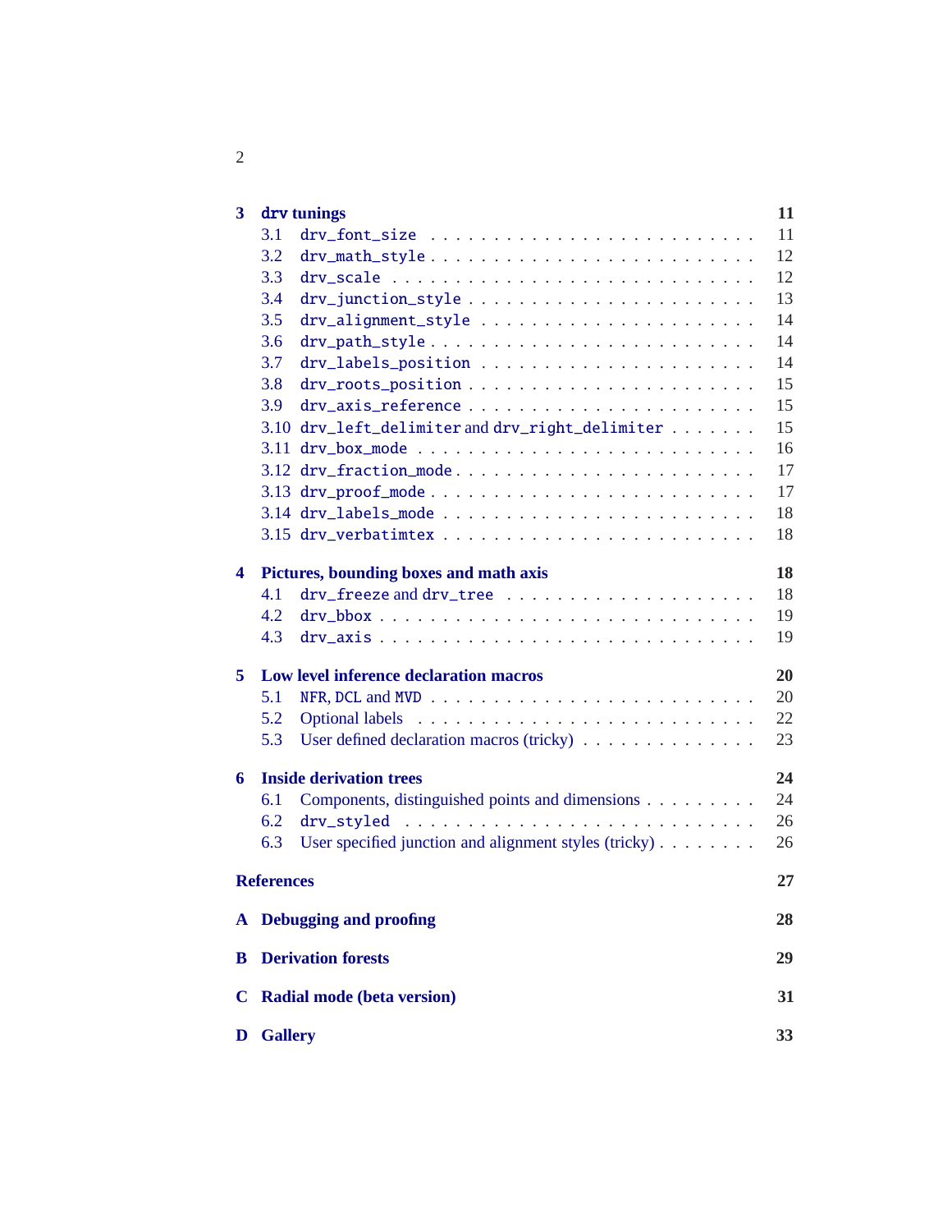**3 drv tunings** **11**

- 3.1 `drv_font_size` . . . . . . . . . . . . . . . . . . . . . . . . 11
- 3.2 `drv_math_style` . . . . . . . . . . . . . . . . . . . . . . . . 12
- 3.3 `drv_scale` . . . . . . . . . . . . . . . . . . . . . . . . 12
- 3.4 `drv_junction_style` . . . . . . . . . . . . . . . . . . . . . . 13
- 3.5 `drv_alignment_style` . . . . . . . . . . . . . . . . . . . . . 14
- 3.6 `drv_path_style` . . . . . . . . . . . . . . . . . . . . . . . . 14
- 3.7 `drv_labels_position` . . . . . . . . . . . . . . . . . . . . . 14
- 3.8 `drv_roots_position` . . . . . . . . . . . . . . . . . . . . . . 15
- 3.9 `drv_axis_reference` . . . . . . . . . . . . . . . . . . . . . . 15
- 3.10 `drv_left_delimiter` and `drv_right_delimiter` . . . . . . . 15
- 3.11 `drv_box_mode` . . . . . . . . . . . . . . . . . . . . . . . . 16
- 3.12 `drv_fraction_mode` . . . . . . . . . . . . . . . . . . . . . . 17
- 3.13 `drv_proof_mode` . . . . . . . . . . . . . . . . . . . . . . . . 17
- 3.14 `drv_labels_mode` . . . . . . . . . . . . . . . . . . . . . . . 18
- 3.15 `drv_verbatimtex` . . . . . . . . . . . . . . . . . . . . . . . 18

**4 Pictures, bounding boxes and math axis** **18**

- 4.1 `drv_freeze` and `drv_tree` . . . . . . . . . . . . . . . . . . . 18
- 4.2 `drv_bbox` . . . . . . . . . . . . . . . . . . . . . . . . . . . 19
- 4.3 `drv_axis` . . . . . . . . . . . . . . . . . . . . . . . . . . . 19

**5 Low level inference declaration macros** **20**

- 5.1 `NFR`, `DCL` and `MVD` . . . . . . . . . . . . . . . . . . . . . . . 20
- 5.2 Optional labels . . . . . . . . . . . . . . . . . . . . . . . . . 22
- 5.3 User defined declaration macros (tricky) . . . . . . . . . . . . . 23

**6 Inside derivation trees** **24**

- 6.1 Components, distinguished points and dimensions . . . . . . . . . 24
- 6.2 `drv_styled` . . . . . . . . . . . . . . . . . . . . . . . . . . 26
- 6.3 User specified junction and alignment styles (tricky) . . . . . . . 26

**References** **27**

**A Debugging and proofing** **28**

**B Derivation forests** **29**

**C Radial mode (beta version)** **31**

**D Gallery** **33**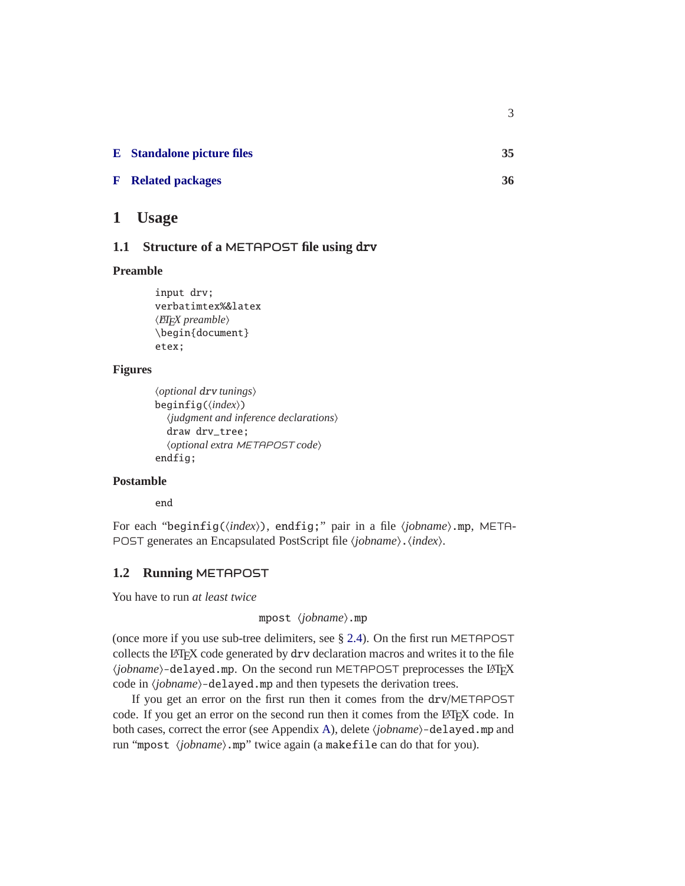**E Standalone picture files** 35

**F Related packages** 36

# 1 Usage

## 1.1 Structure of a METAPOST file using drv

### Preamble

```
input drv;
verbatimtex%%&latex
⟨LaTeX preamble⟩
\begin{document}
etex;
```

### Figures

```
⟨optional drv tunings⟩
beginfig(⟨index⟩)
  ⟨judgment and inference declarations⟩
  draw drv_tree;
  ⟨optional extra METAPOST code⟩
endfig;
```

### Postamble

```
end
```

For each "`beginfig(`⟨*index*⟩`)`, `endfig;`" pair in a file ⟨*jobname*⟩`.mp`, METAPOST generates an Encapsulated PostScript file ⟨*jobname*⟩`.`⟨*index*⟩.

## 1.2 Running METAPOST

You have to run *at least twice*

`mpost` ⟨*jobname*⟩`.mp`

(once more if you use sub-tree delimiters, see § 2.4). On the first run METAPOST collects the LaTeX code generated by `drv` declaration macros and writes it to the file ⟨*jobname*⟩`-delayed.mp`. On the second run METAPOST preprocesses the LaTeX code in ⟨*jobname*⟩`-delayed.mp` and then typesets the derivation trees.

If you get an error on the first run then it comes from the `drv`/METAPOST code. If you get an error on the second run then it comes from the LaTeX code. In both cases, correct the error (see Appendix A), delete ⟨*jobname*⟩`-delayed.mp` and run "`mpost` ⟨*jobname*⟩`.mp`" twice again (a `makefile` can do that for you).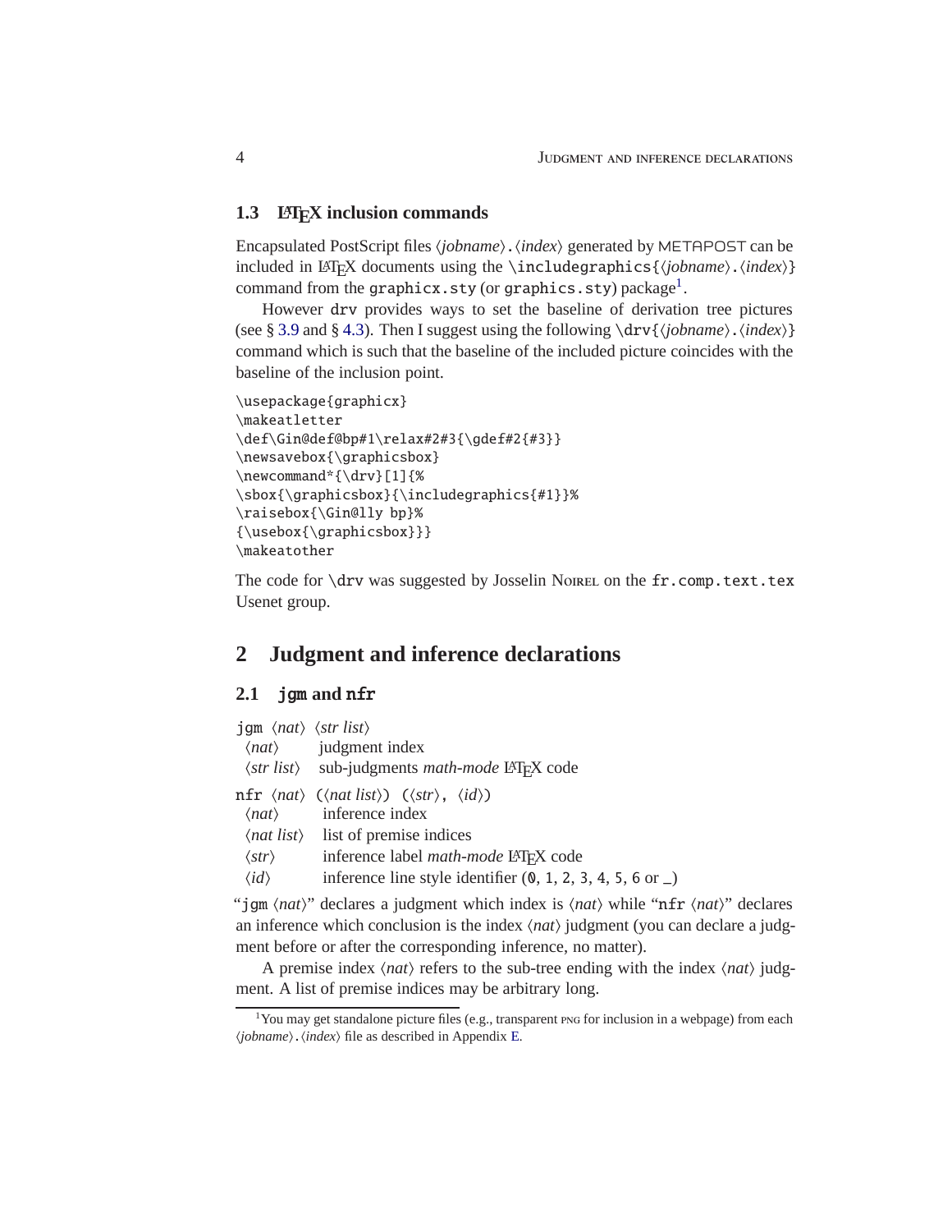### 1.3 LaTeX inclusion commands

Encapsulated PostScript files ⟨*jobname*⟩.⟨*index*⟩ generated by METAPOST can be included in LaTeX documents using the `\includegraphics{`⟨*jobname*⟩.⟨*index*⟩`}` command from the `graphicx.sty` (or `graphics.sty`) package[1].

However `drv` provides ways to set the baseline of derivation tree pictures (see § 3.9 and § 4.3). Then I suggest using the following `\drv{`⟨*jobname*⟩.⟨*index*⟩`}` command which is such that the baseline of the included picture coincides with the baseline of the inclusion point.

```
\usepackage{graphicx}
\makeatletter
\def\Gin@def@bp#1\relax#2#3{\gdef#2{#3}}
\newsavebox{\graphicsbox}
\newcommand*{\drv}[1]{%
\sbox{\graphicsbox}{\includegraphics{#1}}%
\raisebox{\Gin@lly bp}%
{\usebox{\graphicsbox}}}
\makeatother
```

The code for `\drv` was suggested by Josselin Noirel on the `fr.comp.text.tex` Usenet group.

## 2 Judgment and inference declarations

### 2.1 `jgm` and `nfr`

`jgm` ⟨*nat*⟩ ⟨*str list*⟩

| | |
|---|---|
| ⟨*nat*⟩ | judgment index |
| ⟨*str list*⟩ | sub-judgments *math-mode* LaTeX code |

`nfr` ⟨*nat*⟩ `(`⟨*nat list*⟩`)` `(`⟨*str*⟩`,` ⟨*id*⟩`)`

| | |
|---|---|
| ⟨*nat*⟩ | inference index |
| ⟨*nat list*⟩ | list of premise indices |
| ⟨*str*⟩ | inference label *math-mode* LaTeX code |
| ⟨*id*⟩ | inference line style identifier (`0`, `1`, `2`, `3`, `4`, `5`, `6` or `_`) |

"`jgm` ⟨*nat*⟩" declares a judgment which index is ⟨*nat*⟩ while "`nfr` ⟨*nat*⟩" declares an inference which conclusion is the index ⟨*nat*⟩ judgment (you can declare a judgment before or after the corresponding inference, no matter).

A premise index ⟨*nat*⟩ refers to the sub-tree ending with the index ⟨*nat*⟩ judgment. A list of premise indices may be arbitrary long.

---

[1] You may get standalone picture files (e.g., transparent PNG for inclusion in a webpage) from each ⟨*jobname*⟩.⟨*index*⟩ file as described in Appendix E.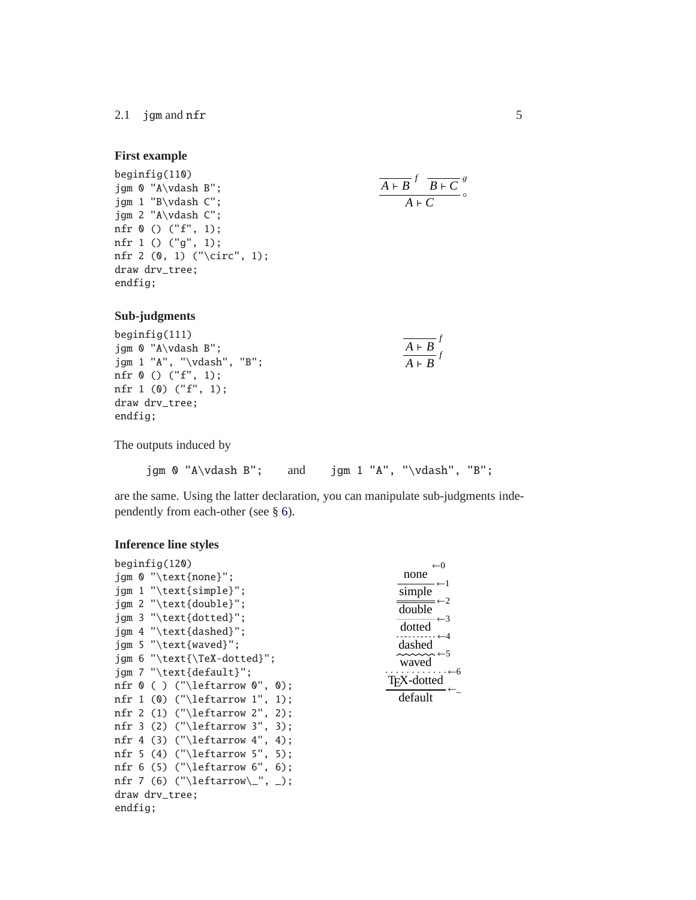### First example

```
beginfig(110)
jgm 0 "A\vdash B";
jgm 1 "B\vdash C";
jgm 2 "A\vdash C";
nfr 0 () ("f", 1);
nfr 1 () ("g", 1);
nfr 2 (0, 1) ("\circ", 1);
draw drv_tree;
endfig;
```

$$\cfrac{\cfrac{}{A \vdash B}\,f \quad \cfrac{}{B \vdash C}\,g}{A \vdash C}\,\circ$$

### Sub-judgments

```
beginfig(111)
jgm 0 "A\vdash B";
jgm 1 "A", "\vdash", "B";
nfr 0 () ("f", 1);
nfr 1 (0) ("f", 1);
draw drv_tree;
endfig;
```

$$\cfrac{\cfrac{}{A \vdash B}\,f}{A \vdash B}\,f$$

The outputs induced by

`jgm 0 "A\vdash B";` and `jgm 1 "A", "\vdash", "B";`

are the same. Using the latter declaration, you can manipulate sub-judgments independently from each-other (see § 6).

### Inference line styles

```
beginfig(120)
jgm 0 "\text{none}";
jgm 1 "\text{simple}";
jgm 2 "\text{double}";
jgm 3 "\text{dotted}";
jgm 4 "\text{dashed}";
jgm 5 "\text{waved}";
jgm 6 "\text{\TeX-dotted}";
jgm 7 "\text{default}";
nfr 0 ( ) ("\leftarrow 0", 0);
nfr 1 (0) ("\leftarrow 1", 1);
nfr 2 (1) ("\leftarrow 2", 2);
nfr 3 (2) ("\leftarrow 3", 3);
nfr 4 (3) ("\leftarrow 4", 4);
nfr 5 (4) ("\leftarrow 5", 5);
nfr 6 (5) ("\leftarrow 6", 6);
nfr 7 (6) ("\leftarrow\_", _);
draw drv_tree;
endfig;
```

none ←0
simple ←1
double ←2
dotted ←3
dashed ←4
waved ←5
TeX-dotted ←6
default ←_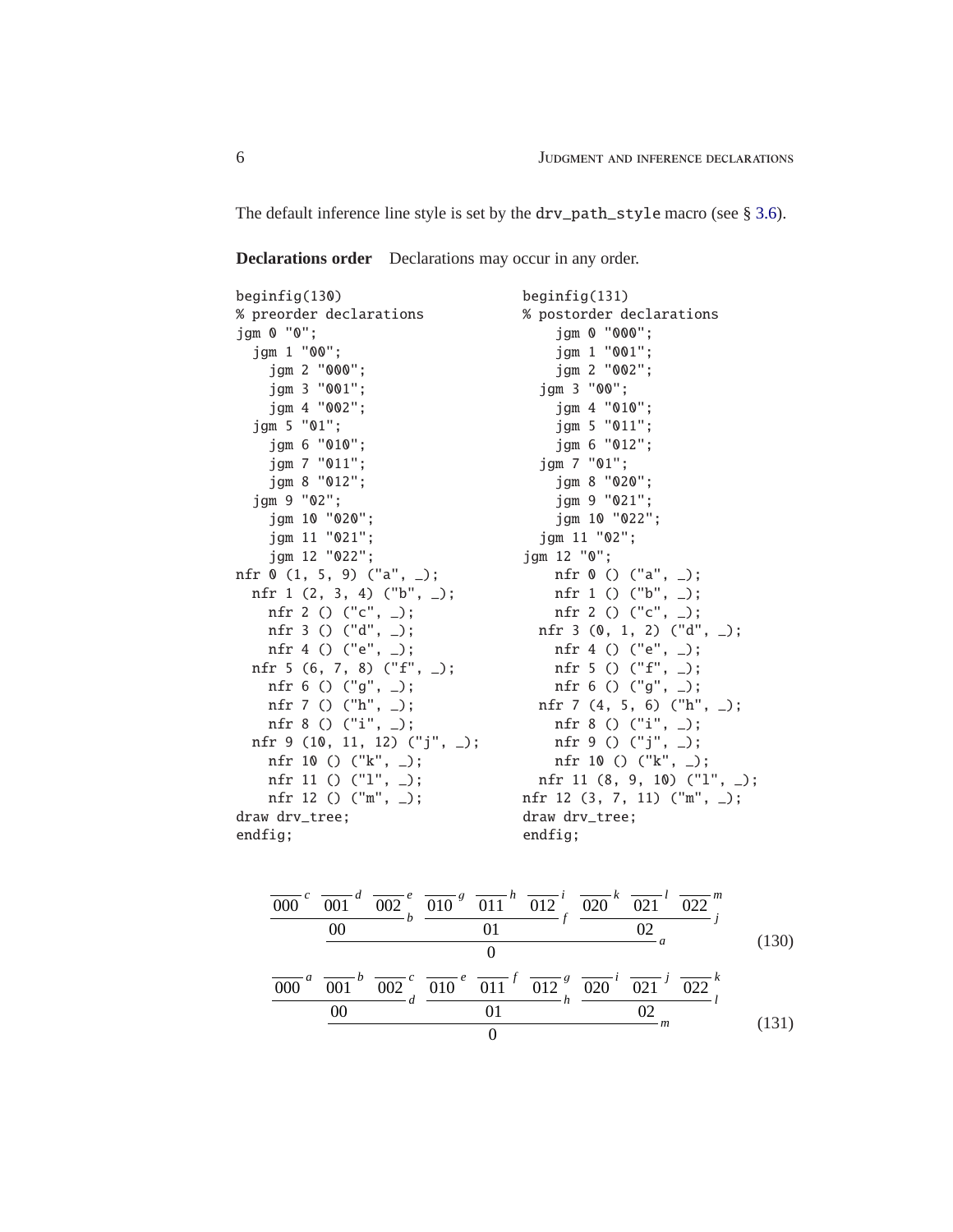The default inference line style is set by the drv_path_style macro (see § 3.6).

**Declarations order** Declarations may occur in any order.

```
beginfig(130)
% preorder declarations
jgm 0 "0";
  jgm 1 "00";
    jgm 2 "000";
    jgm 3 "001";
    jgm 4 "002";
  jgm 5 "01";
    jgm 6 "010";
    jgm 7 "011";
    jgm 8 "012";
  jgm 9 "02";
    jgm 10 "020";
    jgm 11 "021";
    jgm 12 "022";
nfr 0 (1, 5, 9) ("a", _);
  nfr 1 (2, 3, 4) ("b", _);
    nfr 2 () ("c", _);
    nfr 3 () ("d", _);
    nfr 4 () ("e", _);
  nfr 5 (6, 7, 8) ("f", _);
    nfr 6 () ("g", _);
    nfr 7 () ("h", _);
    nfr 8 () ("i", _);
  nfr 9 (10, 11, 12) ("j", _);
    nfr 10 () ("k", _);
    nfr 11 () ("l", _);
    nfr 12 () ("m", _);
draw drv_tree;
endfig;
```

```
beginfig(131)
% postorder declarations
    jgm 0 "000";
    jgm 1 "001";
    jgm 2 "002";
  jgm 3 "00";
    jgm 4 "010";
    jgm 5 "011";
    jgm 6 "012";
  jgm 7 "01";
    jgm 8 "020";
    jgm 9 "021";
    jgm 10 "022";
  jgm 11 "02";
jgm 12 "0";
    nfr 0 () ("a", _);
    nfr 1 () ("b", _);
    nfr 2 () ("c", _);
  nfr 3 (0, 1, 2) ("d", _);
    nfr 4 () ("e", _);
    nfr 5 () ("f", _);
    nfr 6 () ("g", _);
  nfr 7 (4, 5, 6) ("h", _);
    nfr 8 () ("i", _);
    nfr 9 () ("j", _);
    nfr 10 () ("k", _);
  nfr 11 (8, 9, 10) ("l", _);
nfr 12 (3, 7, 11) ("m", _);
draw drv_tree;
endfig;
```

$$\dfrac{\dfrac{\dfrac{}{000}\,c \quad \dfrac{}{001}\,d \quad \dfrac{}{002}\,e}{00}\,b \quad \dfrac{\dfrac{}{010}\,g \quad \dfrac{}{011}\,h \quad \dfrac{}{012}\,i}{01}\,f \quad \dfrac{\dfrac{}{020}\,k \quad \dfrac{}{021}\,l \quad \dfrac{}{022}\,m}{02}\,j}{0}\,a \tag{130}$$

$$\dfrac{\dfrac{\dfrac{}{000}\,a \quad \dfrac{}{001}\,b \quad \dfrac{}{002}\,c}{00}\,d \quad \dfrac{\dfrac{}{010}\,e \quad \dfrac{}{011}\,f \quad \dfrac{}{012}\,g}{01}\,h \quad \dfrac{\dfrac{}{020}\,i \quad \dfrac{}{021}\,j \quad \dfrac{}{022}\,k}{02}\,l}{0}\,m \tag{131}$$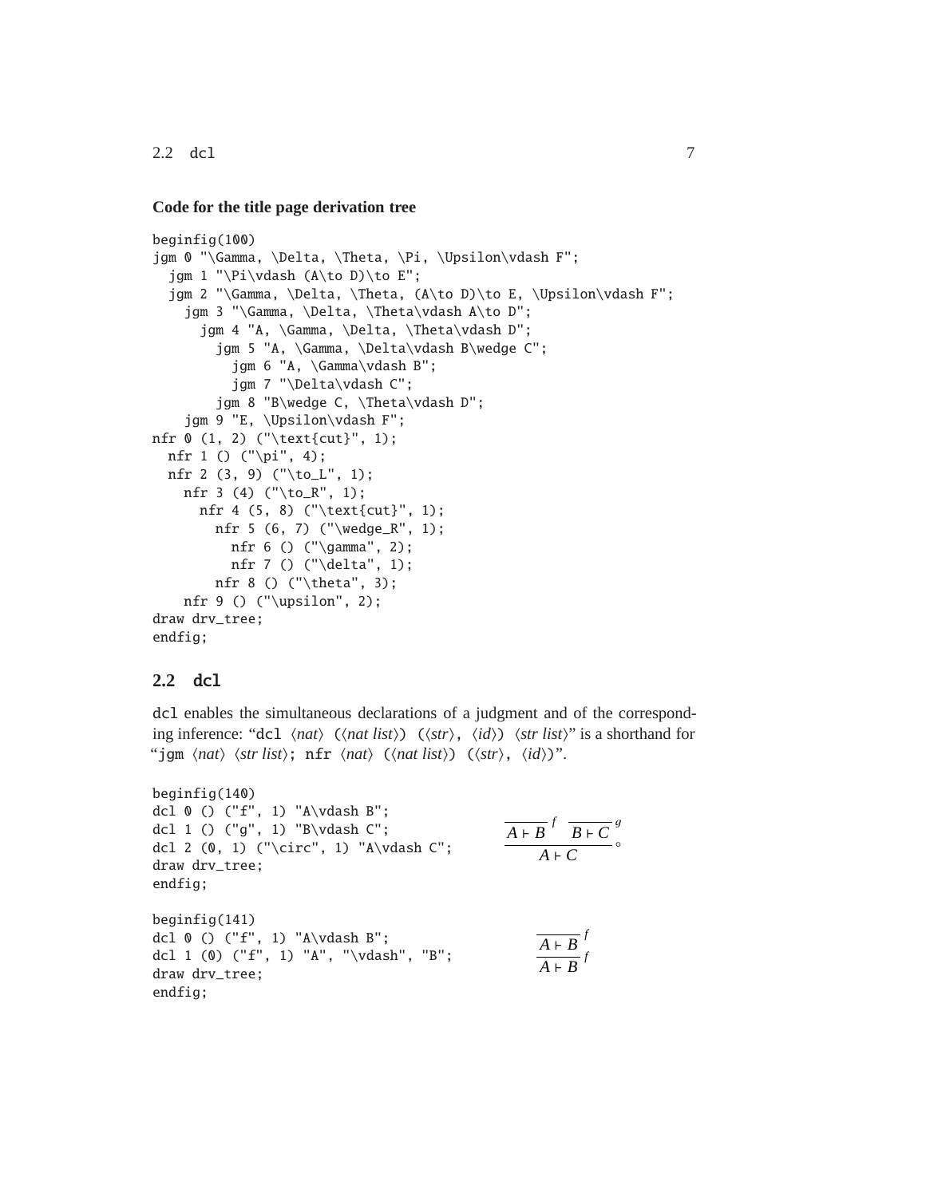**Code for the title page derivation tree**

```
beginfig(100)
jgm 0 "\Gamma, \Delta, \Theta, \Pi, \Upsilon\vdash F";
  jgm 1 "\Pi\vdash (A\to D)\to E";
  jgm 2 "\Gamma, \Delta, \Theta, (A\to D)\to E, \Upsilon\vdash F";
    jgm 3 "\Gamma, \Delta, \Theta\vdash A\to D";
      jgm 4 "A, \Gamma, \Delta, \Theta\vdash D";
        jgm 5 "A, \Gamma, \Delta\vdash B\wedge C";
          jgm 6 "A, \Gamma\vdash B";
          jgm 7 "\Delta\vdash C";
        jgm 8 "B\wedge C, \Theta\vdash D";
    jgm 9 "E, \Upsilon\vdash F";
nfr 0 (1, 2) ("\text{cut}", 1);
  nfr 1 () ("\pi", 4);
  nfr 2 (3, 9) ("\to_L", 1);
    nfr 3 (4) ("\to_R", 1);
      nfr 4 (5, 8) ("\text{cut}", 1);
        nfr 5 (6, 7) ("\wedge_R", 1);
          nfr 6 () ("\gamma", 2);
          nfr 7 () ("\delta", 1);
        nfr 8 () ("\theta", 3);
    nfr 9 () ("\upsilon", 2);
draw drv_tree;
endfig;
```

## 2.2 dcl

`dcl` enables the simultaneous declarations of a judgment and of the corresponding inference: "`dcl` ⟨*nat*⟩ `(`⟨*nat list*⟩`)` `(`⟨*str*⟩`,` ⟨*id*⟩`)` ⟨*str list*⟩" is a shorthand for "`jgm` ⟨*nat*⟩ ⟨*str list*⟩`;` `nfr` ⟨*nat*⟩ `(`⟨*nat list*⟩`)` `(`⟨*str*⟩`,` ⟨*id*⟩`)`".

```
beginfig(140)
dcl 0 () ("f", 1) "A\vdash B";
dcl 1 () ("g", 1) "B\vdash C";
dcl 2 (0, 1) ("\circ", 1) "A\vdash C";
draw drv_tree;
endfig;
```

$$\dfrac{\dfrac{}{A \vdash B}\,f \quad \dfrac{}{B \vdash C}\,g}{A \vdash C}\,\circ$$

```
beginfig(141)
dcl 0 () ("f", 1) "A\vdash B";
dcl 1 (0) ("f", 1) "A", "\vdash", "B";
draw drv_tree;
endfig;
```

$$\dfrac{\dfrac{}{A \vdash B}\,f}{A \vdash B}\,f$$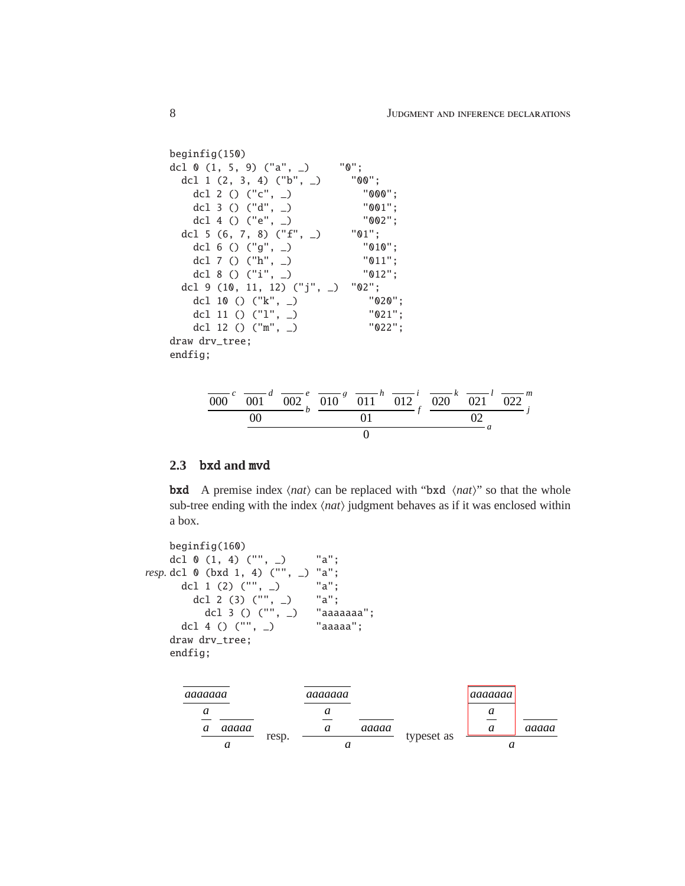```
beginfig(150)
dcl 0 (1, 5, 9) ("a", _)      "0";
  dcl 1 (2, 3, 4) ("b", _)      "00";
    dcl 2 () ("c", _)             "000";
    dcl 3 () ("d", _)             "001";
    dcl 4 () ("e", _)             "002";
  dcl 5 (6, 7, 8) ("f", _)      "01";
    dcl 6 () ("g", _)             "010";
    dcl 7 () ("h", _)             "011";
    dcl 8 () ("i", _)             "012";
  dcl 9 (10, 11, 12) ("j", _)   "02";
    dcl 10 () ("k", _)             "020";
    dcl 11 () ("l", _)             "021";
    dcl 12 () ("m", _)             "022";
draw drv_tree;
endfig;
```

$$\dfrac{\dfrac{\dfrac{}{000}\,c \quad \dfrac{}{001}\,d \quad \dfrac{}{002}\,e}{00}\,b \quad \dfrac{\dfrac{}{010}\,g \quad \dfrac{}{011}\,h \quad \dfrac{}{012}\,i}{01}\,f \quad \dfrac{\dfrac{}{020}\,k \quad \dfrac{}{021}\,l \quad \dfrac{}{022}\,m}{02}\,j}{0}\,a$$

## 2.3 bxd and mvd

**bxd** A premise index ⟨*nat*⟩ can be replaced with "bxd ⟨*nat*⟩" so that the whole sub-tree ending with the index ⟨*nat*⟩ judgment behaves as if it was enclosed within a box.

```
      beginfig(160)
      dcl 0 (1, 4) ("", _)      "a";
resp. dcl 0 (bxd 1, 4) ("", _) "a";
        dcl 1 (2) ("", _)       "a";
          dcl 2 (3) ("", _)     "a";
            dcl 3 () ("", _)    "aaaaaaa";
        dcl 4 () ("", _)        "aaaaa";
      draw drv_tree;
      endfig;
```

$$\dfrac{\dfrac{\dfrac{\dfrac{}{aaaaaaa}}{a}}{a} \quad \dfrac{}{aaaaa}}{a} \quad \text{resp.} \quad \dfrac{\dfrac{\dfrac{\dfrac{}{aaaaaaa}}{a}}{a} \quad \dfrac{}{aaaaa}}{a} \quad \text{typeset as} \quad \dfrac{\boxed{\dfrac{\dfrac{\dfrac{}{aaaaaaa}}{a}}{a}} \quad \dfrac{}{aaaaa}}{a}$$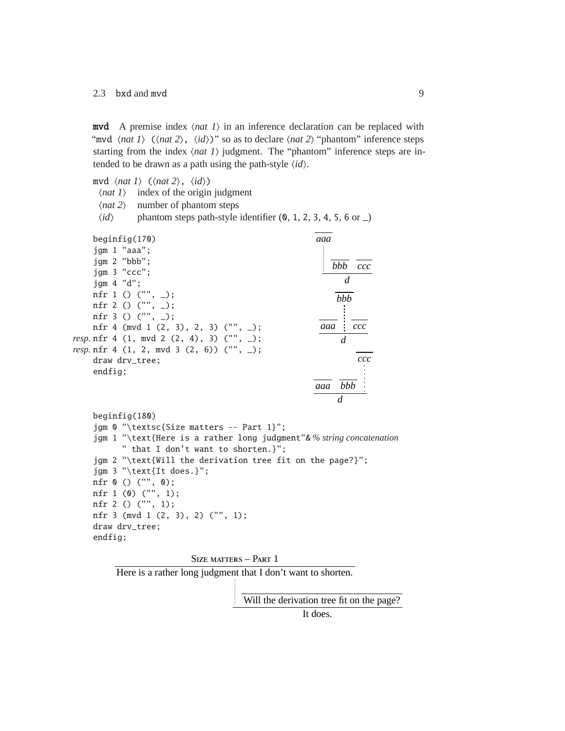**mvd** A premise index ⟨*nat 1*⟩ in an inference declaration can be replaced with "mvd ⟨*nat 1*⟩ (⟨*nat 2*⟩, ⟨*id*⟩)" so as to declare ⟨*nat 2*⟩ "phantom" inference steps starting from the index ⟨*nat 1*⟩ judgment. The "phantom" inference steps are intended to be drawn as a path using the path-style ⟨*id*⟩.

mvd ⟨*nat 1*⟩ (⟨*nat 2*⟩, ⟨*id*⟩)

- ⟨*nat 1*⟩ index of the origin judgment
- ⟨*nat 2*⟩ number of phantom steps
- ⟨*id*⟩ phantom steps path-style identifier (0, 1, 2, 3, 4, 5, 6 or _)

```
      beginfig(170)
      jgm 1 "aaa";
      jgm 2 "bbb";
      jgm 3 "ccc";
      jgm 4 "d";
      nfr 1 () ("", _);
      nfr 2 () ("", _);
      nfr 3 () ("", _);
      nfr 4 (mvd 1 (2, 3), 2, 3) ("", _);
resp. nfr 4 (1, mvd 2 (2, 4), 3) ("", _);
resp. nfr 4 (1, 2, mvd 3 (2, 6)) ("", _);
      draw drv_tree;
      endfig;
```

```
beginfig(180)
jgm 0 "\textsc{Size matters -- Part 1}";
jgm 1 "\text{Here is a rather long judgment"& % string concatenation
      " that I don't want to shorten.}";
jgm 2 "\text{Will the derivation tree fit on the page?}";
jgm 3 "\text{It does.}";
nfr 0 () ("", 0);
nfr 1 (0) ("", 1);
nfr 2 () ("", 1);
nfr 3 (mvd 1 (2, 3), 2) ("", 1);
draw drv_tree;
endfig;
```

SIZE MATTERS – PART 1

Here is a rather long judgment that I don't want to shorten.

Will the derivation tree fit on the page?

It does.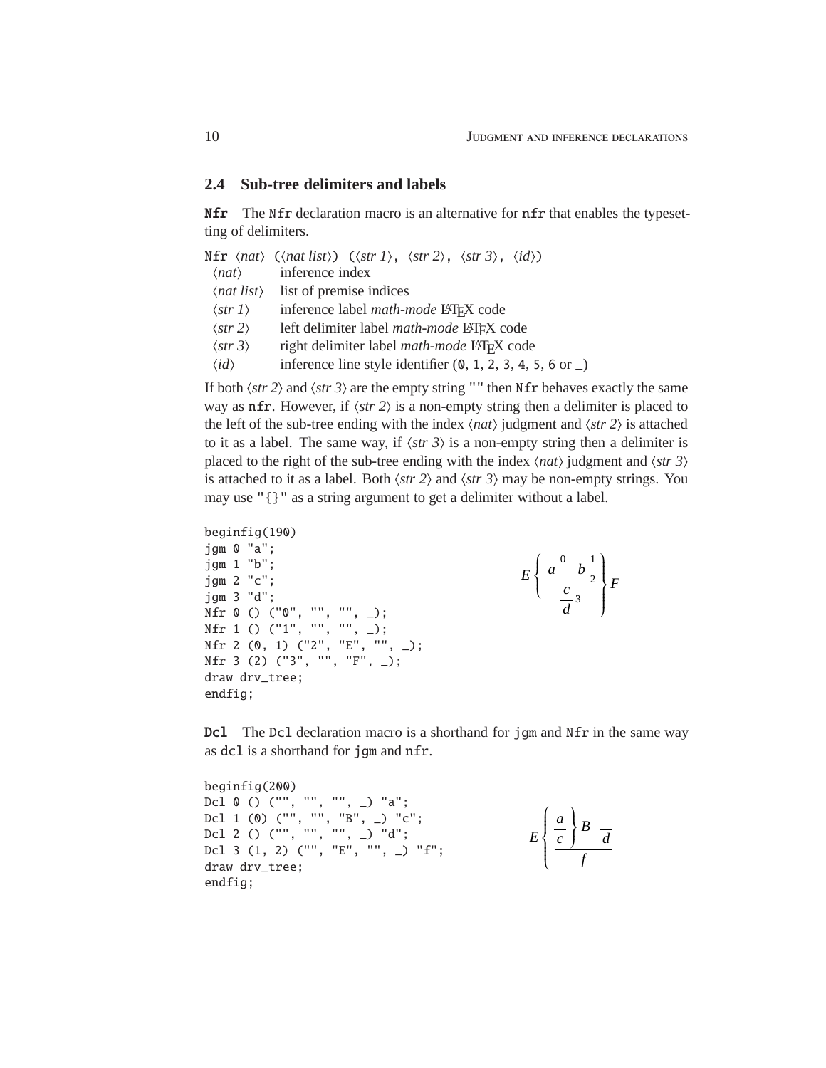## 2.4 Sub-tree delimiters and labels

**Nfr** The Nfr declaration macro is an alternative for nfr that enables the typesetting of delimiters.

Nfr ⟨*nat*⟩ (⟨*nat list*⟩) (⟨*str 1*⟩, ⟨*str 2*⟩, ⟨*str 3*⟩, ⟨*id*⟩)

| | |
|---|---|
| ⟨*nat*⟩ | inference index |
| ⟨*nat list*⟩ | list of premise indices |
| ⟨*str 1*⟩ | inference label *math-mode* LaTeX code |
| ⟨*str 2*⟩ | left delimiter label *math-mode* LaTeX code |
| ⟨*str 3*⟩ | right delimiter label *math-mode* LaTeX code |
| ⟨*id*⟩ | inference line style identifier (0, 1, 2, 3, 4, 5, 6 or _) |

If both ⟨*str 2*⟩ and ⟨*str 3*⟩ are the empty string "" then Nfr behaves exactly the same way as nfr. However, if ⟨*str 2*⟩ is a non-empty string then a delimiter is placed to the left of the sub-tree ending with the index ⟨*nat*⟩ judgment and ⟨*str 2*⟩ is attached to it as a label. The same way, if ⟨*str 3*⟩ is a non-empty string then a delimiter is placed to the right of the sub-tree ending with the index ⟨*nat*⟩ judgment and ⟨*str 3*⟩ is attached to it as a label. Both ⟨*str 2*⟩ and ⟨*str 3*⟩ may be non-empty strings. You may use "{}" as a string argument to get a delimiter without a label.

```
beginfig(190)
jgm 0 "a";
jgm 1 "b";
jgm 2 "c";
jgm 3 "d";
Nfr 0 () ("0", "", "", _);
Nfr 1 () ("1", "", "", _);
Nfr 2 (0, 1) ("2", "E", "", _);
Nfr 3 (2) ("3", "", "F", _);
draw drv_tree;
endfig;
```

$$E\left\{\frac{\dfrac{\dfrac{}{a}{\scriptstyle 0}\quad\dfrac{}{b}{\scriptstyle 1}}{c}{\scriptstyle 2}}{d}{\scriptstyle 3}\right\}F$$

**Dcl** The Dcl declaration macro is a shorthand for jgm and Nfr in the same way as dcl is a shorthand for jgm and nfr.

```
beginfig(200)
Dcl 0 () ("", "", "", _) "a";
Dcl 1 (0) ("", "", "B", _) "c";
Dcl 2 () ("", "", "", _) "d";
Dcl 3 (1, 2) ("", "E", "", _) "f";
draw drv_tree;
endfig;
```

$$E\left\{\frac{\left.\dfrac{\dfrac{}{a}}{c}\right\}B\quad\dfrac{}{d}}{f}\right.$$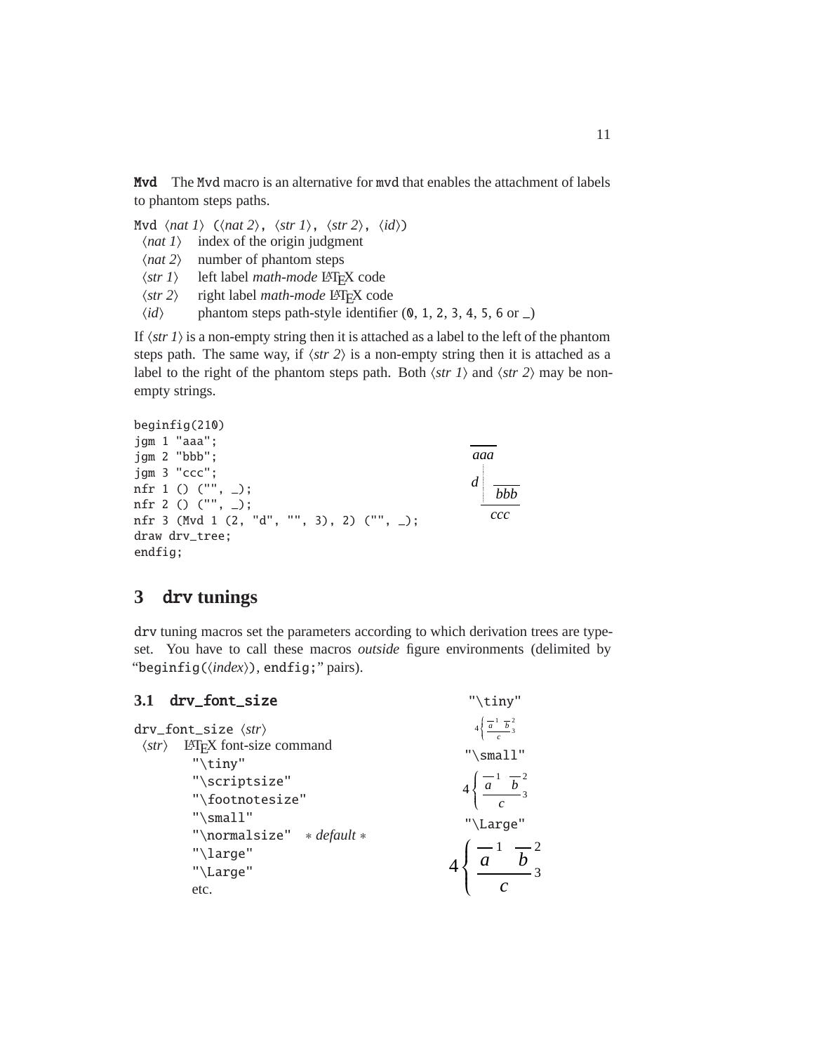**Mvd** The Mvd macro is an alternative for mvd that enables the attachment of labels to phantom steps paths.

Mvd ⟨*nat 1*⟩ (⟨*nat 2*⟩, ⟨*str 1*⟩, ⟨*str 2*⟩, ⟨*id*⟩)

| | |
|---|---|
| ⟨*nat 1*⟩ | index of the origin judgment |
| ⟨*nat 2*⟩ | number of phantom steps |
| ⟨*str 1*⟩ | left label *math-mode* LaTeX code |
| ⟨*str 2*⟩ | right label *math-mode* LaTeX code |
| ⟨*id*⟩ | phantom steps path-style identifier (0, 1, 2, 3, 4, 5, 6 or _) |

If ⟨*str 1*⟩ is a non-empty string then it is attached as a label to the left of the phantom steps path. The same way, if ⟨*str 2*⟩ is a non-empty string then it is attached as a label to the right of the phantom steps path. Both ⟨*str 1*⟩ and ⟨*str 2*⟩ may be non-empty strings.

```
beginfig(210)
jgm 1 "aaa";
jgm 2 "bbb";
jgm 3 "ccc";
nfr 1 () ("", _);
nfr 2 () ("", _);
nfr 3 (Mvd 1 (2, "d", "", 3), 2) ("", _);
draw drv_tree;
endfig;
```

## 3 drv tunings

drv tuning macros set the parameters according to which derivation trees are typeset. You have to call these macros *outside* figure environments (delimited by "beginfig(⟨*index*⟩), endfig;" pairs).

### 3.1 drv_font_size

drv_font_size ⟨*str*⟩

⟨*str*⟩ LaTeX font-size command

- "\tiny"
- "\scriptsize"
- "\footnotesize"
- "\small"
- "\normalsize" ∗ *default* ∗
- "\large"
- "\Large"
- etc.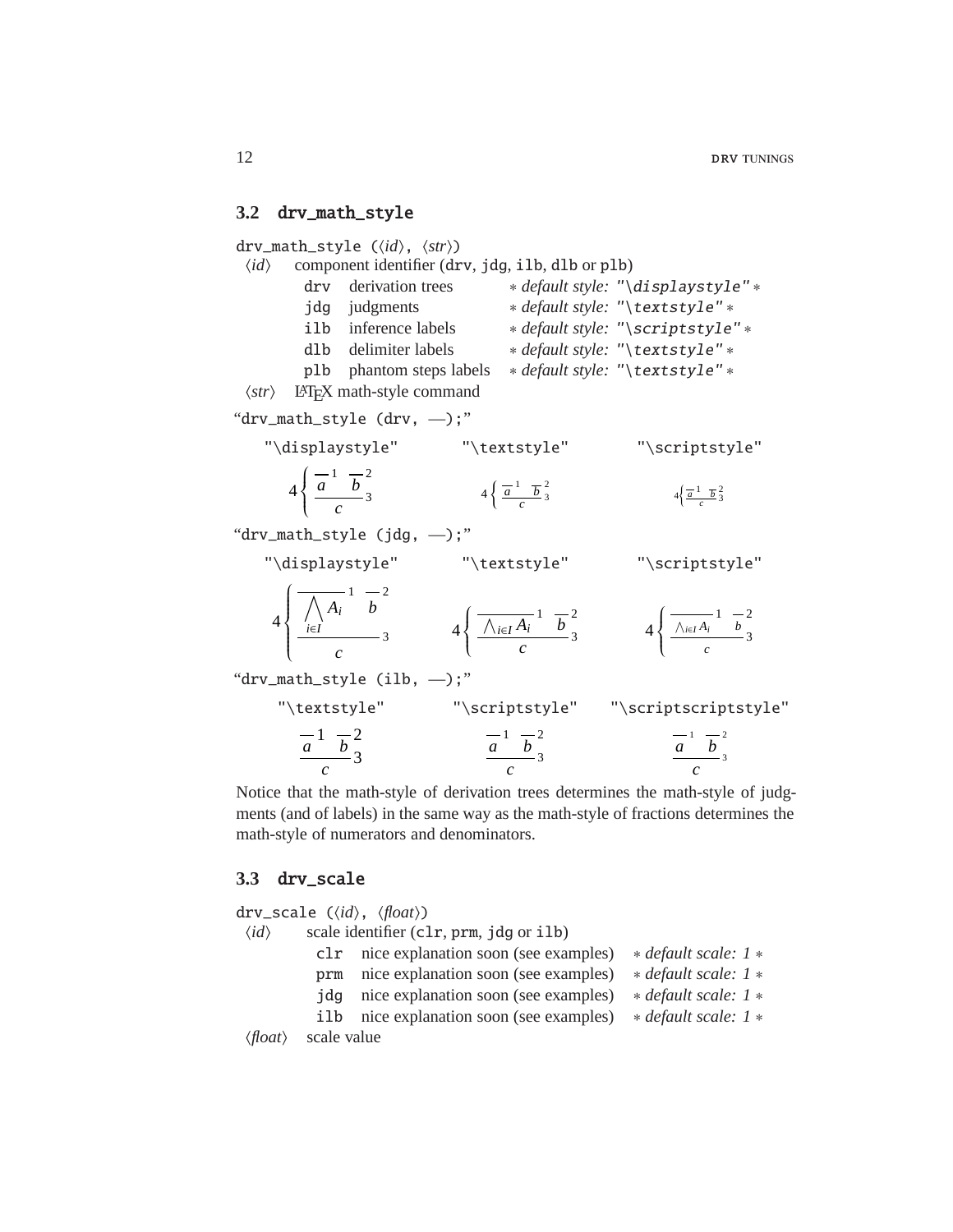## 3.2 drv_math_style

drv_math_style (⟨*id*⟩, ⟨*str*⟩)

| | | | |
|---|---|---|---|
| ⟨*id*⟩ | component identifier (drv, jdg, ilb, dlb or plb) | | |
| | drv | derivation trees | * *default style:* "\displaystyle" * |
| | jdg | judgments | * *default style:* "\textstyle" * |
| | ilb | inference labels | * *default style:* "\scriptstyle" * |
| | dlb | delimiter labels | * *default style:* "\textstyle" * |
| | plb | phantom steps labels | * *default style:* "\textstyle" * |
| ⟨*str*⟩ | LaTeX math-style command | | |

"drv_math_style (drv, —);"

| "\displaystyle" | "\textstyle" | "\scriptstyle" |
|---|---|---|
| $4\left\{\dfrac{\overline{a}^{\,1}\quad\overline{b}^{\,2}}{c}{}_3\right.$ | $\textstyle 4\left\{\frac{\overline{a}^{\,1}\quad\overline{b}^{\,2}}{c}{}_3\right.$ | $\scriptstyle 4\left\{\frac{\overline{a}^{\,1}\quad\overline{b}^{\,2}}{c}{}_3\right.$ |

"drv_math_style (jdg, —);"

| "\displaystyle" | "\textstyle" | "\scriptstyle" |
|---|---|---|
| $4\left\{\dfrac{\overline{\displaystyle\bigwedge_{i\in I} A_i}^{\,1}\quad\overline{b}^{\,2}}{c}{}_3\right.$ | $4\left\{\dfrac{\overline{\textstyle\bigwedge_{i\in I} A_i}^{\,1}\quad\overline{b}^{\,2}}{c}{}_3\right.$ | $4\left\{\dfrac{\overline{\scriptstyle\bigwedge_{i\in I} A_i}^{\,1}\quad\overline{\scriptstyle b}^{\,2}}{\scriptstyle c}{}_3\right.$ |

"drv_math_style (ilb, —);"

| "\textstyle" | "\scriptstyle" | "\scriptscriptstyle" |
|---|---|---|
| $\dfrac{\overline{a}^{1}\quad\overline{b}^{2}}{c}{3}$ | $\dfrac{\overline{a}^{\,1}\quad\overline{b}^{\,2}}{c}{}_3$ | $\dfrac{\overline{a}^{\,\scriptscriptstyle 1}\quad\overline{b}^{\,\scriptscriptstyle 2}}{c}{}_{\scriptscriptstyle 3}$ |

Notice that the math-style of derivation trees determines the math-style of judgments (and of labels) in the same way as the math-style of fractions determines the math-style of numerators and denominators.

## 3.3 drv_scale

drv_scale (⟨*id*⟩, ⟨*float*⟩)

| | | | |
|---|---|---|---|
| ⟨*id*⟩ | scale identifier (clr, prm, jdg or ilb) | | |
| | clr | nice explanation soon (see examples) | * *default scale: 1* * |
| | prm | nice explanation soon (see examples) | * *default scale: 1* * |
| | jdg | nice explanation soon (see examples) | * *default scale: 1* * |
| | ilb | nice explanation soon (see examples) | * *default scale: 1* * |
| ⟨*float*⟩ | scale value | | |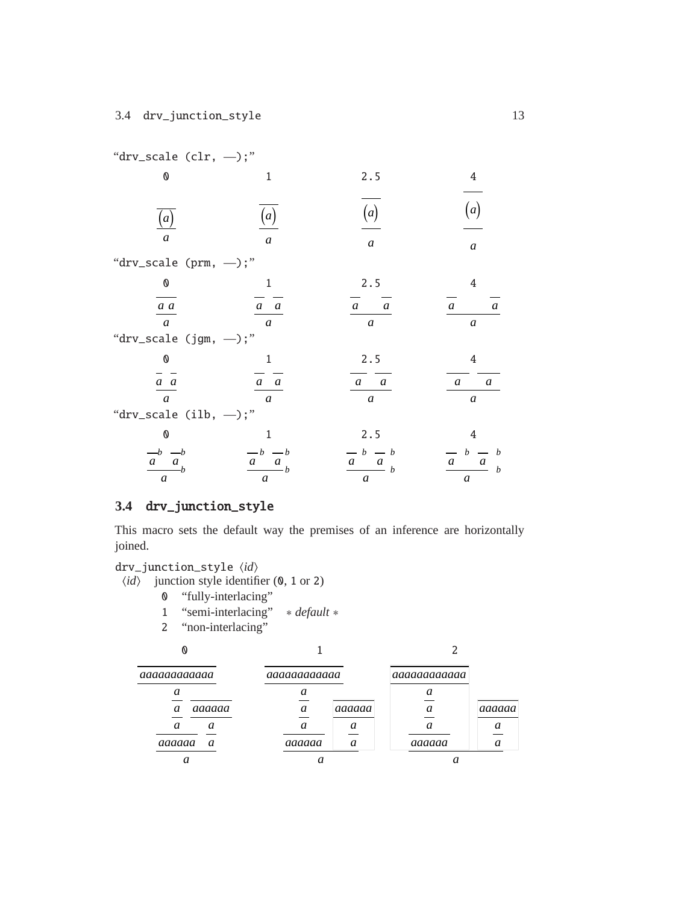"drv_scale (clr, —);"

| 0 | 1 | 2.5 | 4 |
|---|---|---|---|
| $\dfrac{\overline{(a)}}{a}$ | $\dfrac{\overline{(a)}}{a}$ | $\dfrac{\overline{(a)}}{a}$ | $\dfrac{\overline{(a)}}{a}$ |

"drv_scale (prm, —);"

| 0 | 1 | 2.5 | 4 |
|---|---|---|---|
| $\dfrac{\overline{a}\ \overline{a}}{a}$ | $\dfrac{\overline{a}\quad\overline{a}}{a}$ | $\dfrac{\overline{a}\qquad\overline{a}}{a}$ | $\dfrac{\overline{a}\qquad\quad\overline{a}}{a}$ |

"drv_scale (jgm, —);"

| 0 | 1 | 2.5 | 4 |
|---|---|---|---|
| $\dfrac{\overline{a}\ \overline{a}}{a}$ | $\dfrac{\overline{a}\quad\overline{a}}{a}$ | $\dfrac{\overline{a}\quad\overline{a}}{a}$ | $\dfrac{\overline{a}\quad\overline{a}}{a}$ |

"drv_scale (ilb, —);"

| 0 | 1 | 2.5 | 4 |
|---|---|---|---|
| $\dfrac{\overline{a}^{\,b}\ \overline{a}^{\,b}}{a}{}_{b}$ | $\dfrac{\overline{a}^{\,b}\ \overline{a}^{\,b}}{a}{}_{b}$ | $\dfrac{\overline{a}^{\,b}\ \overline{a}^{\,b}}{a}{}_{b}$ | $\dfrac{\overline{a}^{\,b}\ \overline{a}^{\,b}}{a}{}_{b}$ |

## 3.4 drv_junction_style

This macro sets the default way the premises of an inference are horizontally joined.

drv_junction_style ⟨*id*⟩

⟨*id*⟩ junction style identifier (0, 1 or 2)

- 0 "fully-interlacing"
- 1 "semi-interlacing" ∗ *default* ∗
- 2 "non-interlacing"

| 0 | 1 | 2 |
|---|---|---|
| $\dfrac{\dfrac{\dfrac{\dfrac{\overline{aaaaaaaaaaaa}}{a}}{a}\ \ \dfrac{\overline{aaaaaa}}{a}}{aaaaaa\quad a}}{a}$ | $\dfrac{\dfrac{\dfrac{\dfrac{\overline{aaaaaaaaaaaa}}{a}}{a}}{aaaaaa}\quad\dfrac{\overline{aaaaaa}}{a}\ }{a}$ | $\dfrac{\dfrac{\dfrac{\dfrac{\overline{aaaaaaaaaaaa}}{a}}{a}}{aaaaaa}\qquad\dfrac{\dfrac{\overline{aaaaaa}}{a}}{a}}{a}$ |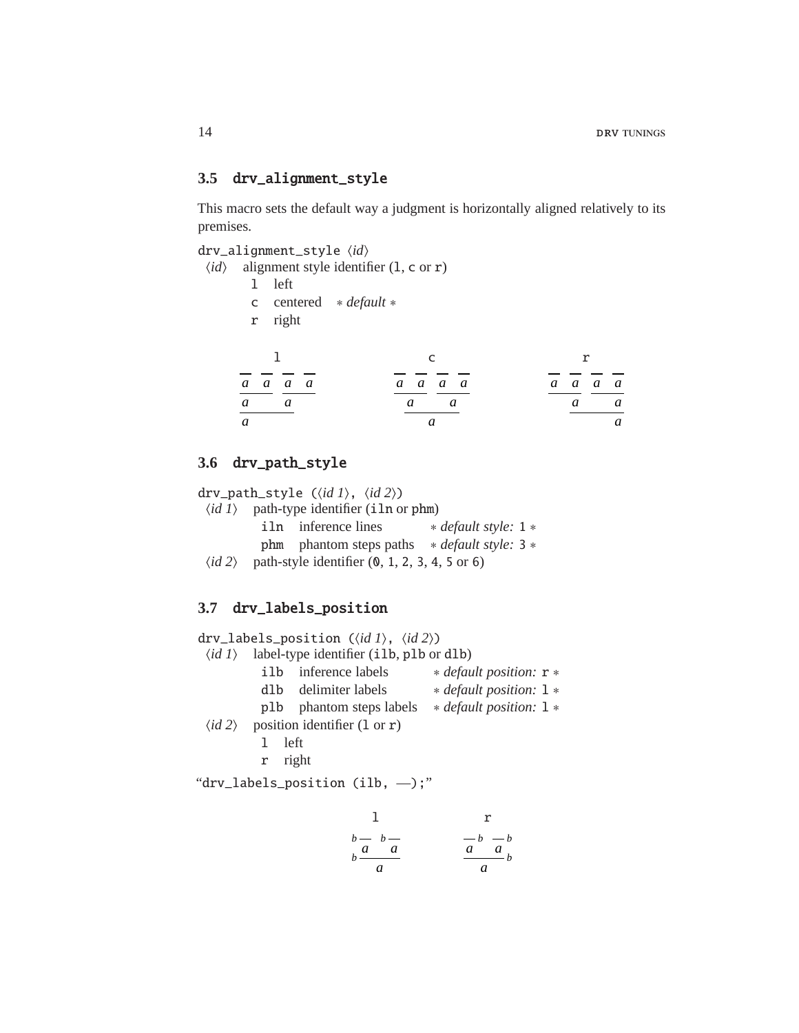### 3.5 drv_alignment_style

This macro sets the default way a judgment is horizontally aligned relatively to its premises.

drv_alignment_style ⟨*id*⟩

- ⟨*id*⟩ alignment style identifier (l, c or r)
  - l left
  - c centered ∗ *default* ∗
  - r right

l

$$\dfrac{\dfrac{\overline{a}\quad\overline{a}}{a}\quad\dfrac{\overline{a}\quad\overline{a}}{a}}{a}$$

c

$$\dfrac{\dfrac{\overline{a}\quad\overline{a}}{a}\quad\dfrac{\overline{a}\quad\overline{a}}{a}}{a}$$

r

$$\dfrac{\dfrac{\overline{a}\quad\overline{a}}{a}\quad\dfrac{\overline{a}\quad\overline{a}}{a}}{a}$$

### 3.6 drv_path_style

drv_path_style (⟨*id 1*⟩, ⟨*id 2*⟩)

- ⟨*id 1*⟩ path-type identifier (iln or phm)
  - iln inference lines ∗ *default style:* 1 ∗
  - phm phantom steps paths ∗ *default style:* 3 ∗
- ⟨*id 2*⟩ path-style identifier (0, 1, 2, 3, 4, 5 or 6)

### 3.7 drv_labels_position

drv_labels_position (⟨*id 1*⟩, ⟨*id 2*⟩)

- ⟨*id 1*⟩ label-type identifier (ilb, plb or dlb)
  - ilb inference labels ∗ *default position:* r ∗
  - dlb delimiter labels ∗ *default position:* l ∗
  - plb phantom steps labels ∗ *default position:* l ∗
- ⟨*id 2*⟩ position identifier (l or r)
  - l left
  - r right

"drv_labels_position (ilb, —);"

l

$$b\,\dfrac{b\,\overline{a}\quad b\,\overline{a}}{a}$$

r

$$\dfrac{\overline{a}\,b\quad\overline{a}\,b}{a}\,b$$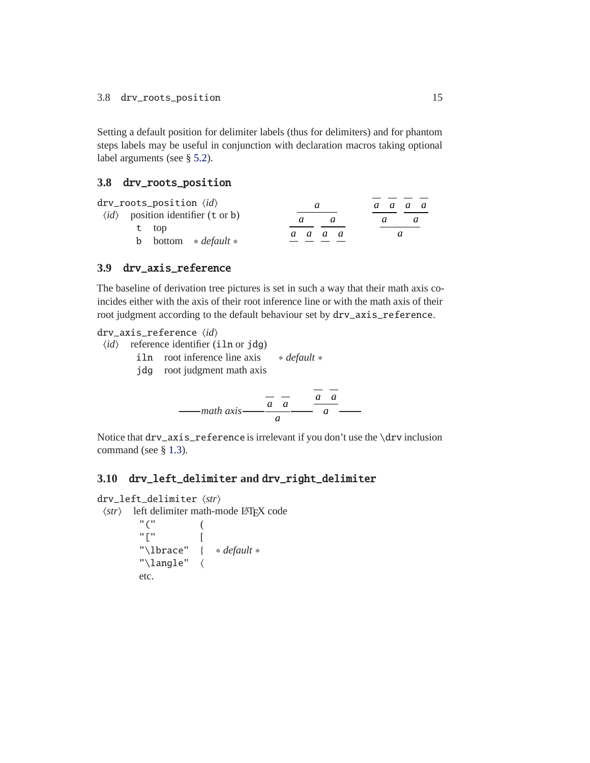Setting a default position for delimiter labels (thus for delimiters) and for phantom steps labels may be useful in conjunction with declaration macros taking optional label arguments (see § 5.2).

### 3.8 drv_roots_position

drv_roots_position ⟨*id*⟩

⟨*id*⟩ position identifier (t or b)

- t top
- b bottom ∗ *default* ∗

### 3.9 drv_axis_reference

The baseline of derivation tree pictures is set in such a way that their math axis coincides either with the axis of their root inference line or with the math axis of their root judgment according to the default behaviour set by drv_axis_reference.

drv_axis_reference ⟨*id*⟩

⟨*id*⟩ reference identifier (iln or jdg)

- iln root inference line axis ∗ *default* ∗
- jdg root judgment math axis

Notice that drv_axis_reference is irrelevant if you don't use the \drv inclusion command (see § 1.3).

### 3.10 drv_left_delimiter and drv_right_delimiter

drv_left_delimiter ⟨*str*⟩

⟨*str*⟩ left delimiter math-mode LaTeX code

- "(" (
- "[" [
- "\lbrace" { ∗ *default* ∗
- "\langle" ⟨
- etc.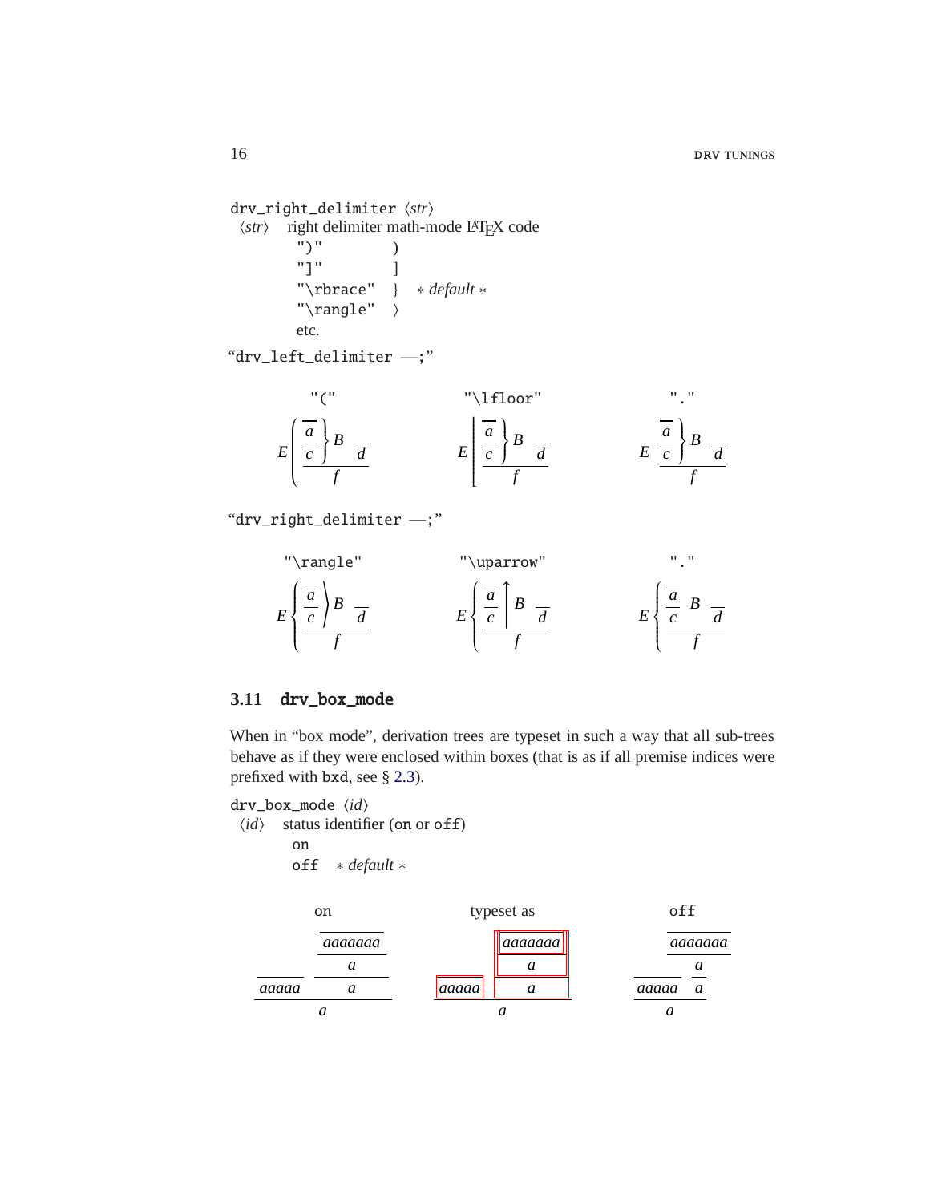`drv_right_delimiter` ⟨*str*⟩

⟨*str*⟩ right delimiter math-mode LaTeX code

| | |
|---|---|
| `")"` | ) |
| `"]"` | ] |
| `"\rbrace"` | } ∗ *default* ∗ |
| `"\rangle"` | ⟩ |
| etc. | |

"`drv_left_delimiter —;`"

| `"("` | `"\lfloor"` | `"."` |
|---|---|---|
| $E\left(\dfrac{\overline{\left.\dfrac{\overline{a}}{c}\right\}B\quad\overline{d}}}{f}\right.$ | $E\left\lfloor\dfrac{\overline{\left.\dfrac{\overline{a}}{c}\right\}B\quad\overline{d}}}{f}\right.$ | $E\;\dfrac{\left.\dfrac{\overline{a}}{c}\right\}B\quad\overline{d}}{f}$ |

"`drv_right_delimiter —;`"

| `"\rangle"` | `"\uparrow"` | `"."` |
|---|---|---|
| $E\left\{\dfrac{\left.\dfrac{\overline{a}}{c}\right\rangle B\quad\overline{d}}{f}\right.$ | $E\left\{\dfrac{\left.\dfrac{\overline{a}}{c}\right\uparrow B\quad\overline{d}}{f}\right.$ | $E\left\{\dfrac{\dfrac{\overline{a}}{c}\quad B\quad\overline{d}}{f}\right.$ |

## 3.11 drv_box_mode

When in "box mode", derivation trees are typeset in such a way that all sub-trees behave as if they were enclosed within boxes (that is as if all premise indices were prefixed with `bxd`, see § 2.3).

`drv_box_mode` ⟨*id*⟩

⟨*id*⟩ status identifier (`on` or `off`)

`on`

`off` ∗ *default* ∗

| `on` | typeset as | `off` |
|---|---|---|
| $\dfrac{\dfrac{}{aaaaa}\quad\dfrac{\dfrac{\dfrac{}{aaaaaaa}}{a}}{a}}{a}$ | $\dfrac{\boxed{aaaaa}\quad\boxed{\dfrac{\boxed{\dfrac{\boxed{aaaaaaa}}{a}}}{a}}}{a}$ | $\dfrac{\dfrac{}{aaaaa}\quad\dfrac{\dfrac{\dfrac{}{aaaaaaa}}{a}}{a}}{a}$ |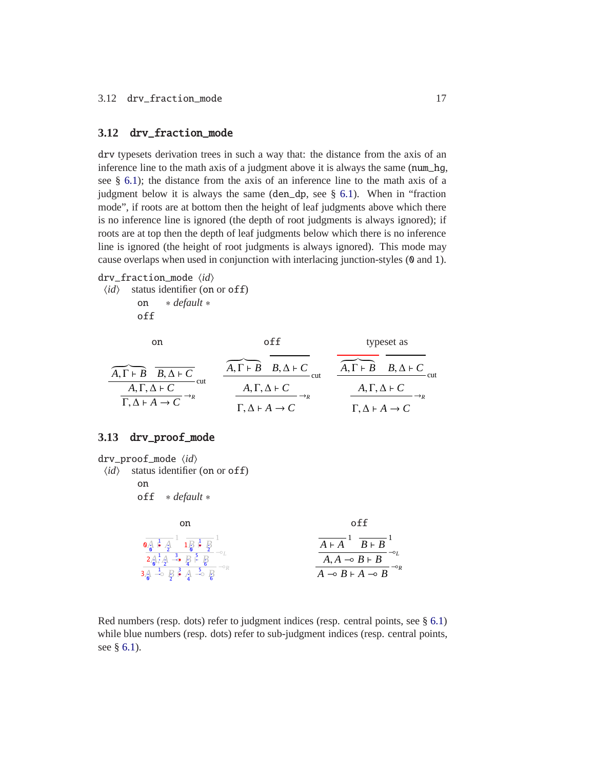## 3.12 drv_fraction_mode

drv typesets derivation trees in such a way that: the distance from the axis of an inference line to the math axis of a judgment above it is always the same (num_hg, see § 6.1); the distance from the axis of an inference line to the math axis of a judgment below it is always the same (den_dp, see § 6.1). When in "fraction mode", if roots are at bottom then the height of leaf judgments above which there is no inference line is ignored (the depth of root judgments is always ignored); if roots are at top then the depth of leaf judgments below which there is no inference line is ignored (the height of root judgments is always ignored). This mode may cause overlaps when used in conjunction with interlacing junction-styles (0 and 1).

drv_fraction_mode ⟨*id*⟩
⟨*id*⟩ status identifier (on or off)
- on * *default* *
- off

| on | off | typeset as |
| --- | --- | --- |
| $\dfrac{\dfrac{\overbrace{A,\Gamma\vdash B}\quad\overline{B,\Delta\vdash C}}{A,\Gamma,\Delta\vdash C}\,\text{cut}}{\Gamma,\Delta\vdash A\to C}\,{\to_R}$ | $\dfrac{\dfrac{\overbrace{A,\Gamma\vdash B}\quad\overline{B,\Delta\vdash C}}{A,\Gamma,\Delta\vdash C}\,\text{cut}}{\Gamma,\Delta\vdash A\to C}\,{\to_R}$ | $\dfrac{\dfrac{\overbrace{A,\Gamma\vdash B}\quad\overline{B,\Delta\vdash C}}{A,\Gamma,\Delta\vdash C}\,\text{cut}}{\Gamma,\Delta\vdash A\to C}\,{\to_R}$ |

## 3.13 drv_proof_mode

drv_proof_mode ⟨*id*⟩
⟨*id*⟩ status identifier (on or off)
- on
- off * *default* *

| on | off |
| --- | --- |
| (proof-mode annotated derivation) | $\dfrac{\dfrac{\overline{A\vdash A}^{\,1}\quad\overline{B\vdash B}^{\,1}}{A, A\multimap B\vdash B}\,{\multimap_L}}{A\multimap B\vdash A\multimap B}\,{\multimap_R}$ |

Red numbers (resp. dots) refer to judgment indices (resp. central points, see § 6.1) while blue numbers (resp. dots) refer to sub-judgment indices (resp. central points, see § 6.1).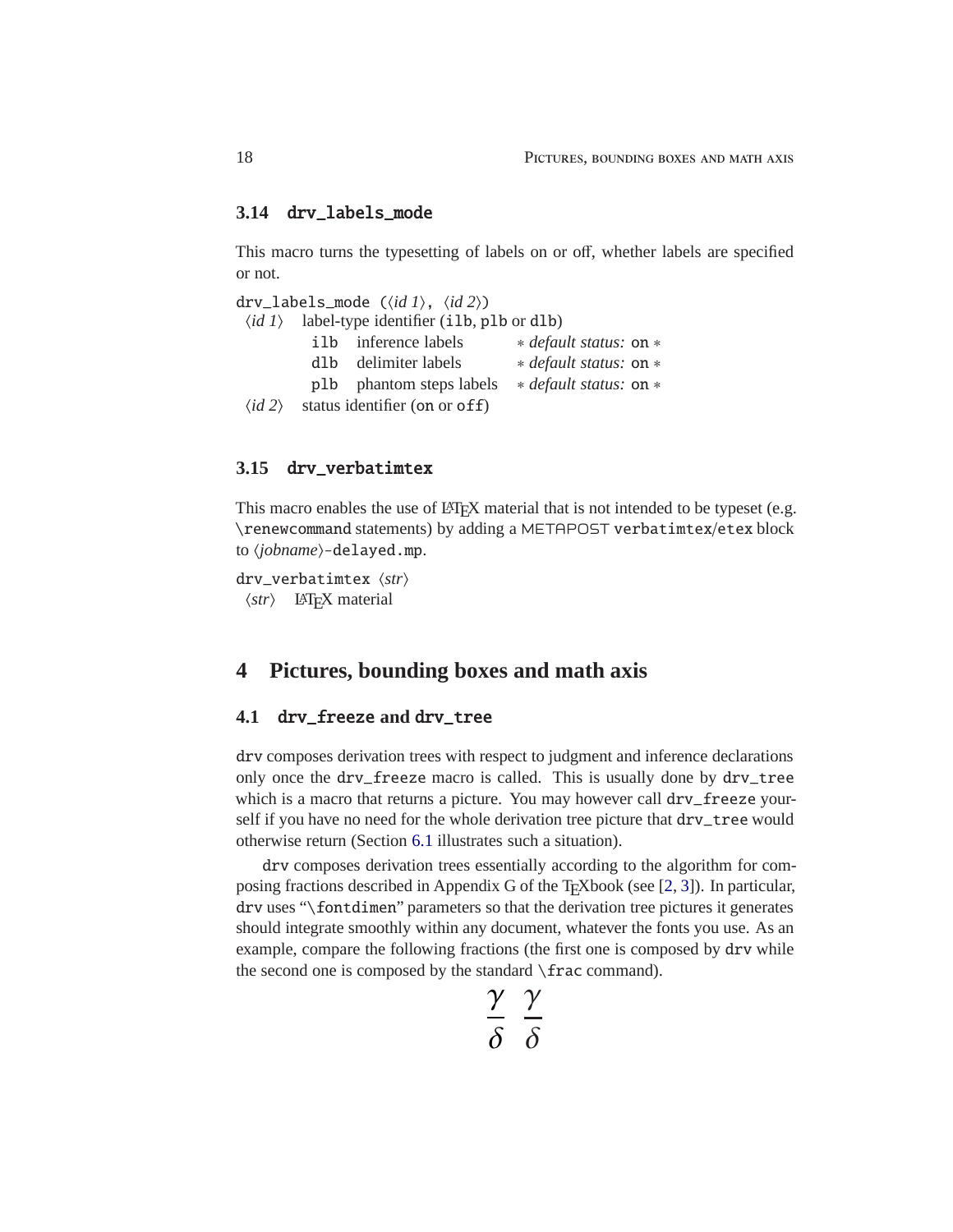### 3.14 `drv_labels_mode`

This macro turns the typesetting of labels on or off, whether labels are specified or not.

`drv_labels_mode (`⟨*id 1*⟩`, `⟨*id 2*⟩`)`

⟨*id 1*⟩ label-type identifier (`ilb`, `plb` or `dlb`)

| | | |
|---|---|---|
| `ilb` | inference labels | * *default status:* `on` * |
| `dlb` | delimiter labels | * *default status:* `on` * |
| `plb` | phantom steps labels | * *default status:* `on` * |

⟨*id 2*⟩ status identifier (`on` or `off`)

### 3.15 `drv_verbatimtex`

This macro enables the use of LaTeX material that is not intended to be typeset (e.g. `\renewcommand` statements) by adding a METAPOST `verbatimtex`/`etex` block to ⟨*jobname*⟩`-delayed.mp`.

`drv_verbatimtex` ⟨*str*⟩

⟨*str*⟩ LaTeX material

## 4 Pictures, bounding boxes and math axis

### 4.1 `drv_freeze` and `drv_tree`

`drv` composes derivation trees with respect to judgment and inference declarations only once the `drv_freeze` macro is called. This is usually done by `drv_tree` which is a macro that returns a picture. You may however call `drv_freeze` yourself if you have no need for the whole derivation tree picture that `drv_tree` would otherwise return (Section 6.1 illustrates such a situation).

`drv` composes derivation trees essentially according to the algorithm for composing fractions described in Appendix G of the TeXbook (see [2, 3]). In particular, `drv` uses "`\fontdimen`" parameters so that the derivation tree pictures it generates should integrate smoothly within any document, whatever the fonts you use. As an example, compare the following fractions (the first one is composed by `drv` while the second one is composed by the standard `\frac` command).

$$\frac{\gamma}{\delta} \quad \frac{\gamma}{\delta}$$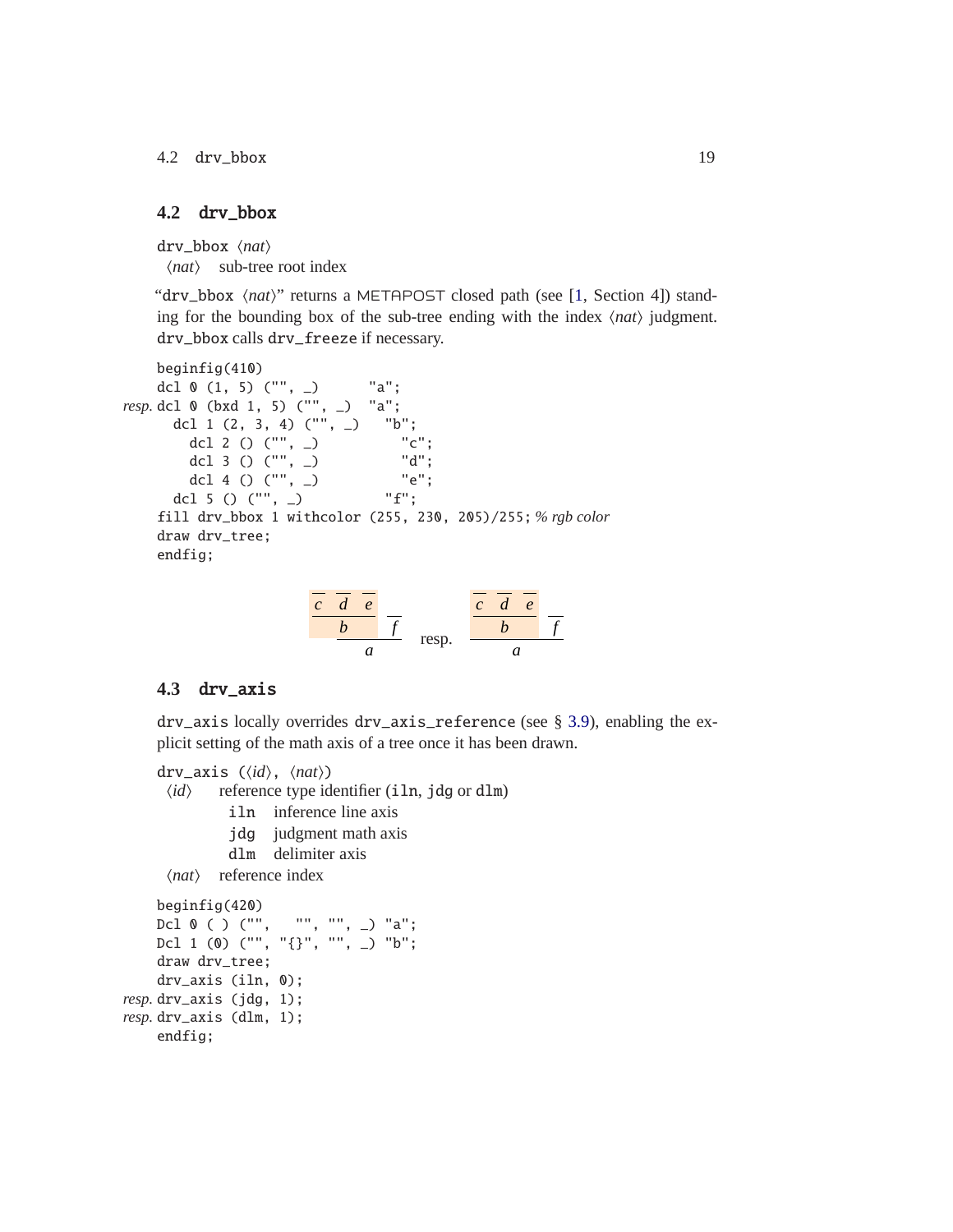## 4.2 drv_bbox

drv_bbox ⟨*nat*⟩
⟨*nat*⟩ sub-tree root index

"drv_bbox ⟨*nat*⟩" returns a METAPOST closed path (see [1, Section 4]) standing for the bounding box of the sub-tree ending with the index ⟨*nat*⟩ judgment. drv_bbox calls drv_freeze if necessary.

```
      beginfig(410)
      dcl 0 (1, 5) ("", _)       "a";
resp. dcl 0 (bxd 1, 5) ("", _)  "a";
        dcl 1 (2, 3, 4) ("", _)   "b";
          dcl 2 () ("", _)          "c";
          dcl 3 () ("", _)          "d";
          dcl 4 () ("", _)          "e";
        dcl 5 () ("", _)          "f";
      fill drv_bbox 1 withcolor (255, 230, 205)/255; % rgb color
      draw drv_tree;
      endfig;
```

$$\cfrac{\cfrac{\overline{c}\quad\overline{d}\quad\overline{e}}{b}\quad\overline{f}}{a}\qquad\text{resp.}\qquad\cfrac{\cfrac{\overline{c}\quad\overline{d}\quad\overline{e}}{b}\quad\overline{f}}{a}$$

## 4.3 drv_axis

drv_axis locally overrides drv_axis_reference (see § 3.9), enabling the explicit setting of the math axis of a tree once it has been drawn.

drv_axis (⟨*id*⟩, ⟨*nat*⟩)
⟨*id*⟩ reference type identifier (iln, jdg or dlm)
  iln inference line axis
  jdg judgment math axis
  dlm delimiter axis
⟨*nat*⟩ reference index

```
      beginfig(420)
      Dcl 0 ( ) ("",   "", "", _) "a";
      Dcl 1 (0) ("", "{}", "", _) "b";
      draw drv_tree;
      drv_axis (iln, 0);
resp. drv_axis (jdg, 1);
resp. drv_axis (dlm, 1);
      endfig;
```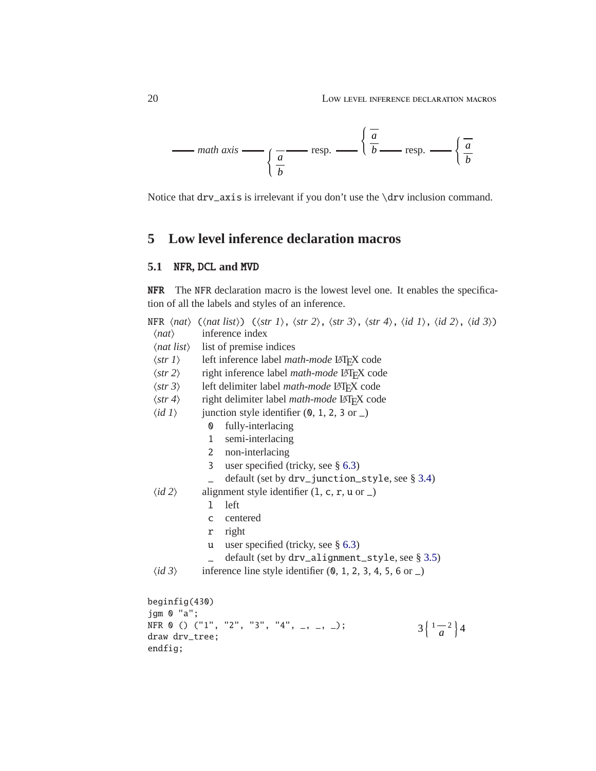—— *math axis* —— $\left\{ \frac{a}{b} \right.$ —— resp. —— $\left\{ \frac{a}{b} \right.$ —— resp. —— $\left\{ \frac{a}{b} \right.$

Notice that `drv_axis` is irrelevant if you don't use the `\drv` inclusion command.

# 5 Low level inference declaration macros

## 5.1 NFR, DCL and MVD

**NFR** The `NFR` declaration macro is the lowest level one. It enables the specification of all the labels and styles of an inference.

`NFR` ⟨*nat*⟩ (⟨*nat list*⟩) (⟨*str 1*⟩, ⟨*str 2*⟩, ⟨*str 3*⟩, ⟨*str 4*⟩, ⟨*id 1*⟩, ⟨*id 2*⟩, ⟨*id 3*⟩)

- ⟨*nat*⟩ inference index
- ⟨*nat list*⟩ list of premise indices
- ⟨*str 1*⟩ left inference label *math-mode* LaTeX code
- ⟨*str 2*⟩ right inference label *math-mode* LaTeX code
- ⟨*str 3*⟩ left delimiter label *math-mode* LaTeX code
- ⟨*str 4*⟩ right delimiter label *math-mode* LaTeX code
- ⟨*id 1*⟩ junction style identifier (`0`, `1`, `2`, `3` or `_`)
  - `0` fully-interlacing
  - `1` semi-interlacing
  - `2` non-interlacing
  - `3` user specified (tricky, see § 6.3)
  - `_` default (set by `drv_junction_style`, see § 3.4)
- ⟨*id 2*⟩ alignment style identifier (`l`, `c`, `r`, `u` or `_`)
  - `l` left
  - `c` centered
  - `r` right
  - `u` user specified (tricky, see § 6.3)
  - `_` default (set by `drv_alignment_style`, see § 3.5)
- ⟨*id 3*⟩ inference line style identifier (`0`, `1`, `2`, `3`, `4`, `5`, `6` or `_`)

```
beginfig(430)
jgm 0 "a";
NFR 0 () ("1", "2", "3", "4", _, _, _);
draw drv_tree;
endfig;
```

$3\left\{ {}^{1}\frac{}{a}{}^{2} \right\}4$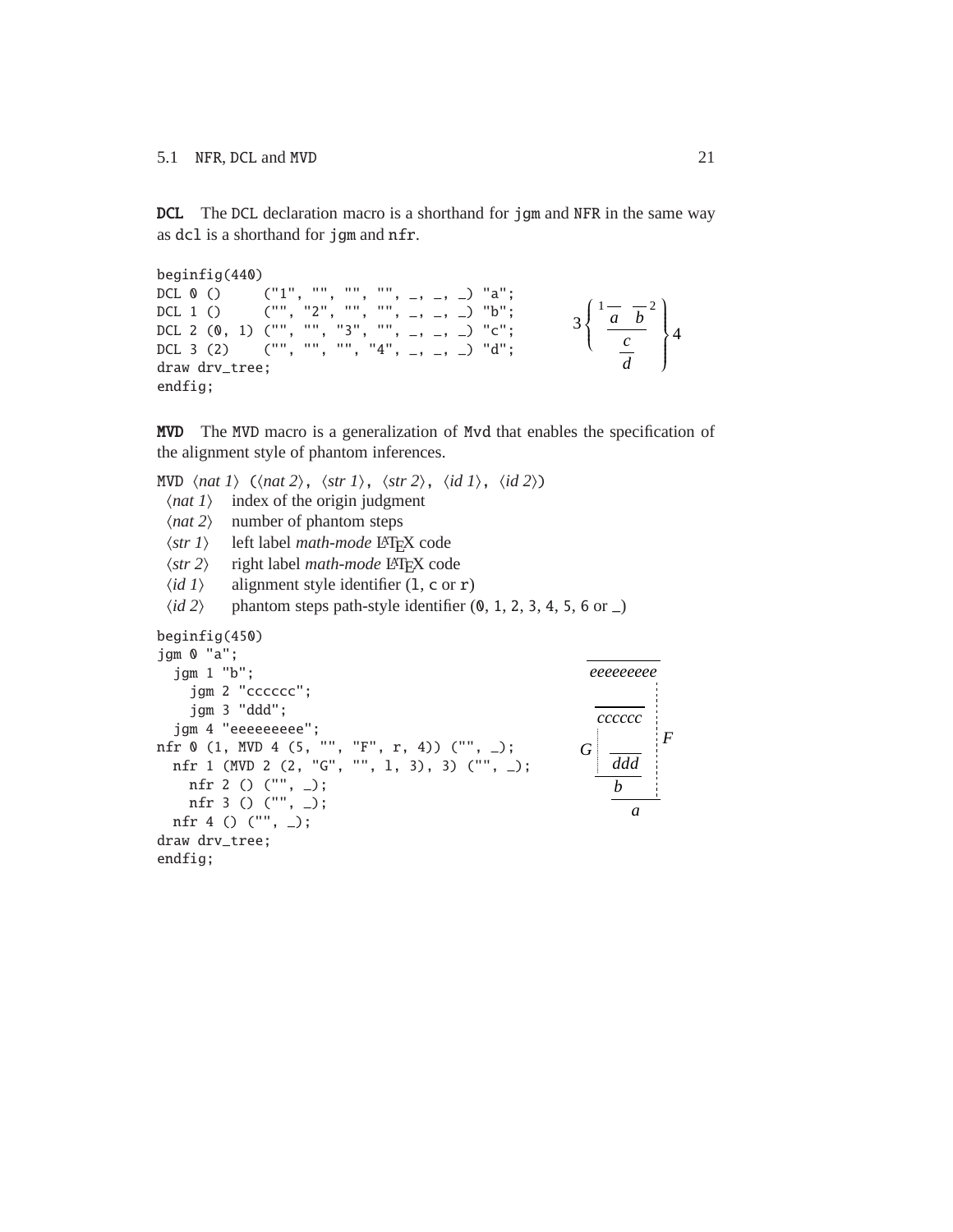**DCL** The `DCL` declaration macro is a shorthand for `jgm` and `NFR` in the same way as `dcl` is a shorthand for `jgm` and `nfr`.

```
beginfig(440)
DCL 0 ()     ("1", "", "", "", _, _, _) "a";
DCL 1 ()     ("", "2", "", "", _, _, _) "b";
DCL 2 (0, 1) ("", "", "3", "", _, _, _) "c";
DCL 3 (2)    ("", "", "", "4", _, _, _) "d";
draw drv_tree;
endfig;
```

**MVD** The `MVD` macro is a generalization of `Mvd` that enables the specification of the alignment style of phantom inferences.

`MVD` ⟨*nat 1*⟩ `(`⟨*nat 2*⟩`,` ⟨*str 1*⟩`,` ⟨*str 2*⟩`,` ⟨*id 1*⟩`,` ⟨*id 2*⟩`)`

- ⟨*nat 1*⟩ index of the origin judgment
- ⟨*nat 2*⟩ number of phantom steps
- ⟨*str 1*⟩ left label *math-mode* LaTeX code
- ⟨*str 2*⟩ right label *math-mode* LaTeX code
- ⟨*id 1*⟩ alignment style identifier (`l`, `c` or `r`)
- ⟨*id 2*⟩ phantom steps path-style identifier (`0`, `1`, `2`, `3`, `4`, `5`, `6` or `_`)

```
beginfig(450)
jgm 0 "a";
  jgm 1 "b";
    jgm 2 "cccccc";
    jgm 3 "ddd";
  jgm 4 "eeeeeeeee";
nfr 0 (1, MVD 4 (5, "", "F", r, 4)) ("", _);
  nfr 1 (MVD 2 (2, "G", "", l, 3), 3) ("", _);
    nfr 2 () ("", _);
    nfr 3 () ("", _);
  nfr 4 () ("", _);
draw drv_tree;
endfig;
```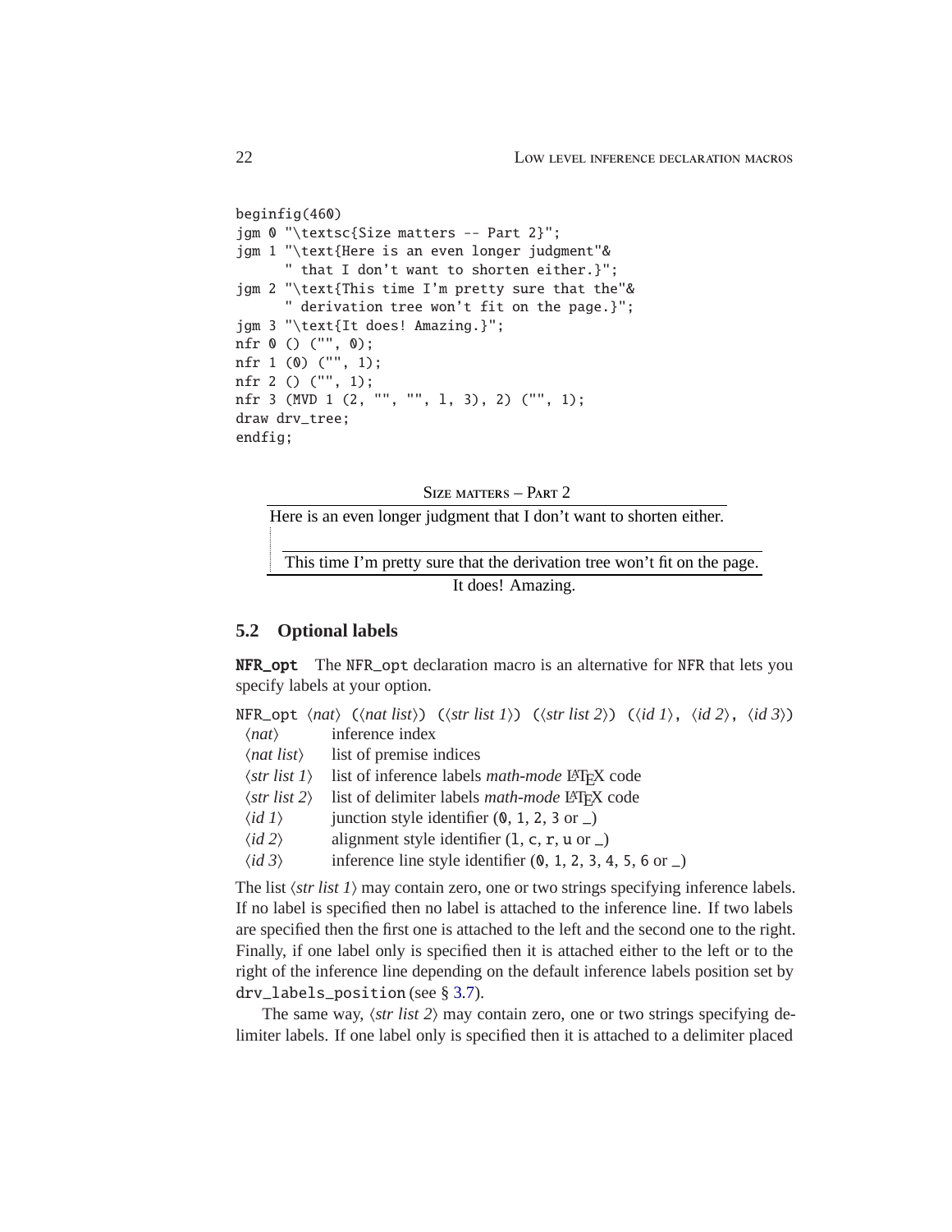```
beginfig(460)
jgm 0 "\textsc{Size matters -- Part 2}";
jgm 1 "\text{Here is an even longer judgment"&
      " that I don't want to shorten either.}";
jgm 2 "\text{This time I'm pretty sure that the"&
      " derivation tree won't fit on the page.}";
jgm 3 "\text{It does! Amazing.}";
nfr 0 () ("", 0);
nfr 1 (0) ("", 1);
nfr 2 () ("", 1);
nfr 3 (MVD 1 (2, "", "", l, 3), 2) ("", 1);
draw drv_tree;
endfig;
```

SIZE MATTERS – PART 2

Here is an even longer judgment that I don't want to shorten either.

This time I'm pretty sure that the derivation tree won't fit on the page.

It does! Amazing.

## 5.2 Optional labels

**NFR_opt** The NFR_opt declaration macro is an alternative for NFR that lets you specify labels at your option.

NFR_opt ⟨*nat*⟩ (⟨*nat list*⟩) (⟨*str list 1*⟩) (⟨*str list 2*⟩) (⟨*id 1*⟩, ⟨*id 2*⟩, ⟨*id 3*⟩)

| | |
|---|---|
| ⟨*nat*⟩ | inference index |
| ⟨*nat list*⟩ | list of premise indices |
| ⟨*str list 1*⟩ | list of inference labels *math-mode* LaTeX code |
| ⟨*str list 2*⟩ | list of delimiter labels *math-mode* LaTeX code |
| ⟨*id 1*⟩ | junction style identifier (0, 1, 2, 3 or _) |
| ⟨*id 2*⟩ | alignment style identifier (l, c, r, u or _) |
| ⟨*id 3*⟩ | inference line style identifier (0, 1, 2, 3, 4, 5, 6 or _) |

The list ⟨*str list 1*⟩ may contain zero, one or two strings specifying inference labels. If no label is specified then no label is attached to the inference line. If two labels are specified then the first one is attached to the left and the second one to the right. Finally, if one label only is specified then it is attached either to the left or to the right of the inference line depending on the default inference labels position set by drv_labels_position (see § 3.7).

The same way, ⟨*str list 2*⟩ may contain zero, one or two strings specifying delimiter labels. If one label only is specified then it is attached to a delimiter placed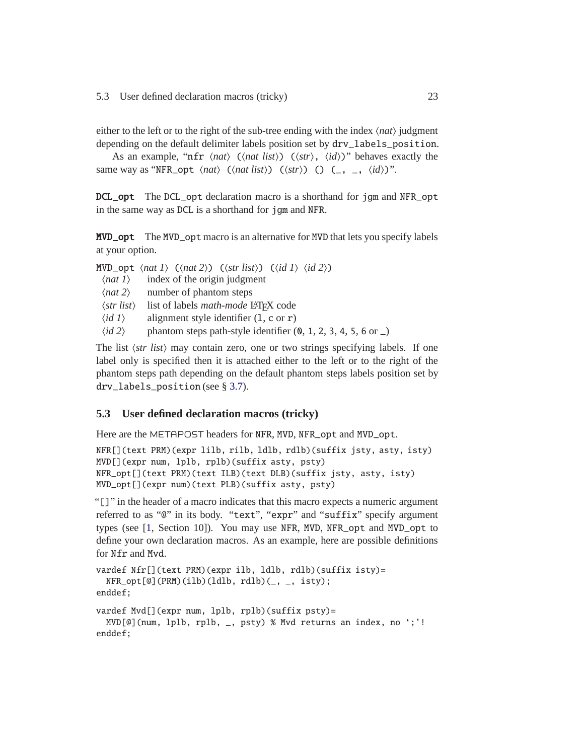either to the left or to the right of the sub-tree ending with the index ⟨*nat*⟩ judgment depending on the default delimiter labels position set by `drv_labels_position`.

As an example, "`nfr` ⟨*nat*⟩ (⟨*nat list*⟩) (⟨*str*⟩, ⟨*id*⟩)" behaves exactly the same way as "`NFR_opt` ⟨*nat*⟩ (⟨*nat list*⟩) (⟨*str*⟩) () (_, _, ⟨*id*⟩)".

**`DCL_opt`** The `DCL_opt` declaration macro is a shorthand for `jgm` and `NFR_opt` in the same way as `DCL` is a shorthand for `jgm` and `NFR`.

**`MVD_opt`** The `MVD_opt` macro is an alternative for `MVD` that lets you specify labels at your option.

`MVD_opt` ⟨*nat 1*⟩ (⟨*nat 2*⟩) (⟨*str list*⟩) (⟨*id 1*⟩ ⟨*id 2*⟩)

| | |
|---|---|
| ⟨*nat 1*⟩ | index of the origin judgment |
| ⟨*nat 2*⟩ | number of phantom steps |
| ⟨*str list*⟩ | list of labels *math-mode* LaTeX code |
| ⟨*id 1*⟩ | alignment style identifier (`l`, `c` or `r`) |
| ⟨*id 2*⟩ | phantom steps path-style identifier (`0`, `1`, `2`, `3`, `4`, `5`, `6` or `_`) |

The list ⟨*str list*⟩ may contain zero, one or two strings specifying labels. If one label only is specified then it is attached either to the left or to the right of the phantom steps path depending on the default phantom steps labels position set by `drv_labels_position` (see § 3.7).

## 5.3 User defined declaration macros (tricky)

Here are the METAPOST headers for `NFR`, `MVD`, `NFR_opt` and `MVD_opt`.

```
NFR[](text PRM)(expr lilb, rilb, ldlb, rdlb)(suffix jsty, asty, isty)
MVD[](expr num, lplb, rplb)(suffix asty, psty)
NFR_opt[](text PRM)(text ILB)(text DLB)(suffix jsty, asty, isty)
MVD_opt[](expr num)(text PLB)(suffix asty, psty)
```

"`[]`" in the header of a macro indicates that this macro expects a numeric argument referred to as "`@`" in its body. "`text`", "`expr`" and "`suffix`" specify argument types (see [1, Section 10]). You may use `NFR`, `MVD`, `NFR_opt` and `MVD_opt` to define your own declaration macros. As an example, here are possible definitions for `Nfr` and `Mvd`.

```
vardef Nfr[](text PRM)(expr ilb, ldlb, rdlb)(suffix isty)=
  NFR_opt[@](PRM)(ilb)(ldlb, rdlb)(_, _, isty);
enddef;

vardef Mvd[](expr num, lplb, rplb)(suffix psty)=
  MVD[@](num, lplb, rplb, _, psty) % Mvd returns an index, no ';'!
enddef;
```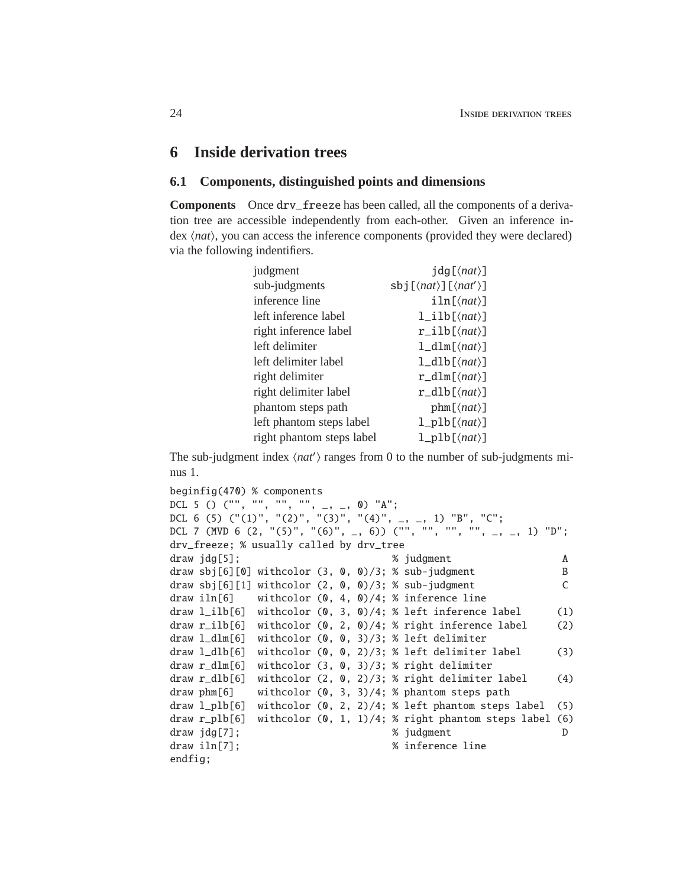# 6 Inside derivation trees

## 6.1 Components, distinguished points and dimensions

**Components** Once `drv_freeze` has been called, all the components of a derivation tree are accessible independently from each-other. Given an inference index ⟨*nat*⟩, you can access the inference components (provided they were declared) via the following indentifiers.

| | |
|---|---|
| judgment | `jdg[`⟨*nat*⟩`]` |
| sub-judgments | `sbj[`⟨*nat*⟩`][`⟨*nat′*⟩`]` |
| inference line | `iln[`⟨*nat*⟩`]` |
| left inference label | `l_ilb[`⟨*nat*⟩`]` |
| right inference label | `r_ilb[`⟨*nat*⟩`]` |
| left delimiter | `l_dlm[`⟨*nat*⟩`]` |
| left delimiter label | `l_dlb[`⟨*nat*⟩`]` |
| right delimiter | `r_dlm[`⟨*nat*⟩`]` |
| right delimiter label | `r_dlb[`⟨*nat*⟩`]` |
| phantom steps path | `phm[`⟨*nat*⟩`]` |
| left phantom steps label | `l_plb[`⟨*nat*⟩`]` |
| right phantom steps label | `l_plb[`⟨*nat*⟩`]` |

The sub-judgment index ⟨*nat′*⟩ ranges from 0 to the number of sub-judgments minus 1.

```
beginfig(470) % components
DCL 5 () ("", "", "", "", _, _, 0) "A";
DCL 6 (5) ("(1)", "(2)", "(3)", "(4)", _, _, 1) "B", "C";
DCL 7 (MVD 6 (2, "(5)", "(6)", _, 6)) ("", "", "", "", _, _, 1) "D";
drv_freeze; % usually called by drv_tree
draw jdg[5];                         % judgment                   A
draw sbj[6][0] withcolor (3, 0, 0)/3; % sub-judgment               B
draw sbj[6][1] withcolor (2, 0, 0)/3; % sub-judgment               C
draw iln[6]    withcolor (0, 4, 0)/4; % inference line
draw l_ilb[6]  withcolor (0, 3, 0)/4; % left inference label      (1)
draw r_ilb[6]  withcolor (0, 2, 0)/4; % right inference label     (2)
draw l_dlm[6]  withcolor (0, 0, 3)/3; % left delimiter
draw l_dlb[6]  withcolor (0, 0, 2)/3; % left delimiter label      (3)
draw r_dlm[6]  withcolor (3, 0, 3)/3; % right delimiter
draw r_dlb[6]  withcolor (2, 0, 2)/3; % right delimiter label     (4)
draw phm[6]    withcolor (0, 3, 3)/4; % phantom steps path
draw l_plb[6]  withcolor (0, 2, 2)/4; % left phantom steps label  (5)
draw r_plb[6]  withcolor (0, 1, 1)/4; % right phantom steps label (6)
draw jdg[7];                         % judgment                   D
draw iln[7];                         % inference line
endfig;
```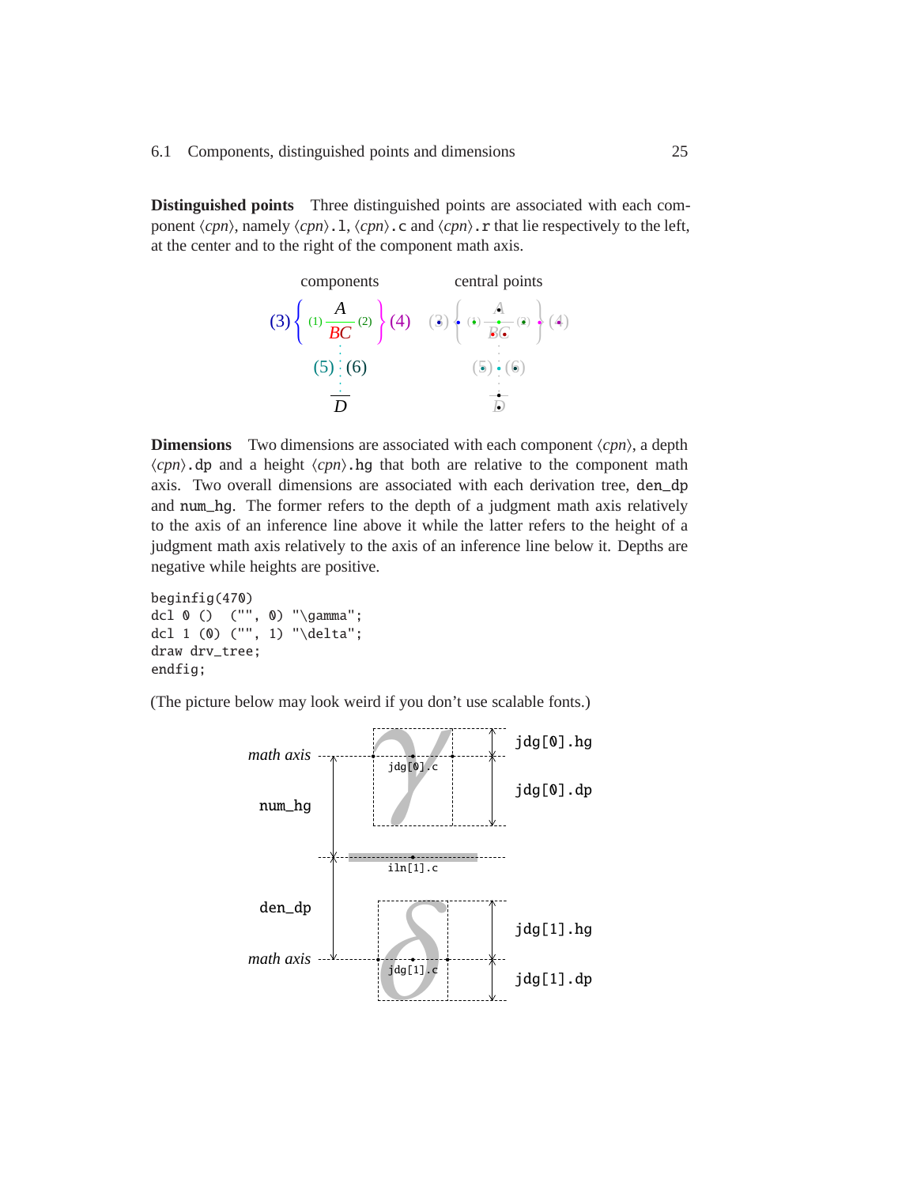**Distinguished points** Three distinguished points are associated with each component ⟨*cpn*⟩, namely ⟨*cpn*⟩.l, ⟨*cpn*⟩.c and ⟨*cpn*⟩.r that lie respectively to the left, at the center and to the right of the component math axis.

**Dimensions** Two dimensions are associated with each component ⟨*cpn*⟩, a depth ⟨*cpn*⟩.dp and a height ⟨*cpn*⟩.hg that both are relative to the component math axis. Two overall dimensions are associated with each derivation tree, den_dp and num_hg. The former refers to the depth of a judgment math axis relatively to the axis of an inference line above it while the latter refers to the height of a judgment math axis relatively to the axis of an inference line below it. Depths are negative while heights are positive.

```
beginfig(470)
dcl 0 ()  ("", 0) "\gamma";
dcl 1 (0) ("", 1) "\delta";
draw drv_tree;
endfig;
```

(The picture below may look weird if you don't use scalable fonts.)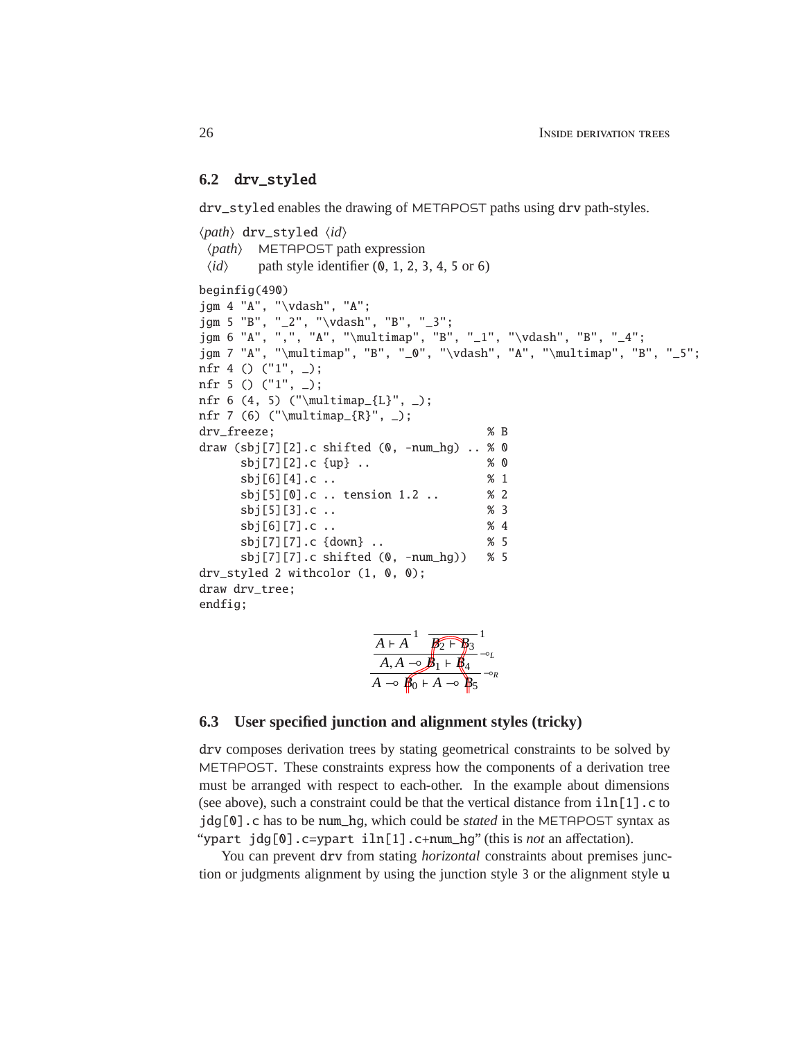## 6.2 drv_styled

drv_styled enables the drawing of METAPOST paths using drv path-styles.

⟨*path*⟩ drv_styled ⟨*id*⟩

| | |
|---|---|
| ⟨*path*⟩ | METAPOST path expression |
| ⟨*id*⟩ | path style identifier (0, 1, 2, 3, 4, 5 or 6) |

```
beginfig(490)
jgm 4 "A", "\vdash", "A";
jgm 5 "B", "_2", "\vdash", "B", "_3";
jgm 6 "A", ",", "A", "\multimap", "B", "_1", "\vdash", "B", "_4";
jgm 7 "A", "\multimap", "B", "_0", "\vdash", "A", "\multimap", "B", "_5";
nfr 4 () ("1", _);
nfr 5 () ("1", _);
nfr 6 (4, 5) ("\multimap_{L}", _);
nfr 7 (6) ("\multimap_{R}", _);
drv_freeze;                              % B
draw (sbj[7][2].c shifted (0, -num_hg) .. % 0
      sbj[7][2].c {up} ..                % 0
      sbj[6][4].c ..                     % 1
      sbj[5][0].c .. tension 1.2 ..      % 2
      sbj[5][3].c ..                     % 3
      sbj[6][7].c ..                     % 4
      sbj[7][7].c {down} ..              % 5
      sbj[7][7].c shifted (0, -num_hg))  % 5
drv_styled 2 withcolor (1, 0, 0);
draw drv_tree;
endfig;
```

$$\dfrac{\dfrac{}{A \vdash A}\,1 \quad \dfrac{}{B_2 \vdash B_3}\,1}{\dfrac{A, A \multimap B_1 \vdash B_4}{A \multimap B_0 \vdash A \multimap B_5}\,\multimap_R}\,\multimap_L$$

## 6.3 User specified junction and alignment styles (tricky)

drv composes derivation trees by stating geometrical constraints to be solved by METAPOST. These constraints express how the components of a derivation tree must be arranged with respect to each-other. In the example about dimensions (see above), such a constraint could be that the vertical distance from iln[1].c to jdg[0].c has to be num_hg, which could be *stated* in the METAPOST syntax as "ypart jdg[0].c=ypart iln[1].c+num_hg" (this is *not* an affectation).

You can prevent drv from stating *horizontal* constraints about premises junction or judgments alignment by using the junction style 3 or the alignment style u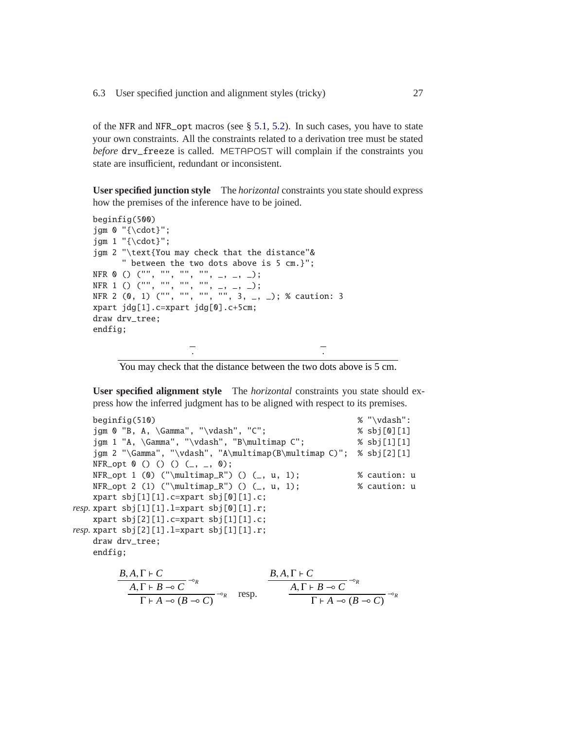of the NFR and NFR_opt macros (see § 5.1, 5.2). In such cases, you have to state your own constraints. All the constraints related to a derivation tree must be stated *before* drv_freeze is called. METAPOST will complain if the constraints you state are insufficient, redundant or inconsistent.

**User specified junction style** The *horizontal* constraints you state should express how the premises of the inference have to be joined.

```
beginfig(500)
jgm 0 "{\cdot}";
jgm 1 "{\cdot}";
jgm 2 "\text{You may check that the distance"&
      " between the two dots above is 5 cm.}";
NFR 0 () ("", "", "", "", _, _, _);
NFR 1 () ("", "", "", "", _, _, _);
NFR 2 (0, 1) ("", "", "", "", 3, _, _); % caution: 3
xpart jdg[1].c=xpart jdg[0].c+5cm;
draw drv_tree;
endfig;
```

$$\frac{\overline{\cdot} \qquad\qquad\qquad\qquad \overline{\cdot}}{\text{You may check that the distance between the two dots above is 5 cm.}}$$

**User specified alignment style** The *horizontal* constraints you state should express how the inferred judgment has to be aligned with respect to its premises.

```
beginfig(510)                                           % "\vdash":
jgm 0 "B, A, \Gamma", "\vdash", "C";                    % sbj[0][1]
jgm 1 "A, \Gamma", "\vdash", "B\multimap C";            % sbj[1][1]
jgm 2 "\Gamma", "\vdash", "A\multimap(B\multimap C)";   % sbj[2][1]
NFR_opt 0 () () () (_, _, 0);
NFR_opt 1 (0) ("\multimap_R") () (_, u, 1);             % caution: u
NFR_opt 2 (1) ("\multimap_R") () (_, u, 1);             % caution: u
     xpart sbj[1][1].c=xpart sbj[0][1].c;
resp. xpart sbj[1][1].l=xpart sbj[0][1].r;
     xpart sbj[2][1].c=xpart sbj[1][1].c;
resp. xpart sbj[2][1].l=xpart sbj[1][1].r;
draw drv_tree;
endfig;
```

$$\dfrac{\dfrac{B, A, \Gamma \vdash C}{A, \Gamma \vdash B \multimap C}\multimap_R}{\Gamma \vdash A \multimap (B \multimap C)}\multimap_R \quad \text{resp.} \quad \dfrac{\dfrac{B, A, \Gamma \vdash C}{A, \Gamma \vdash B \multimap C}\multimap_R}{\Gamma \vdash A \multimap (B \multimap C)}\multimap_R$$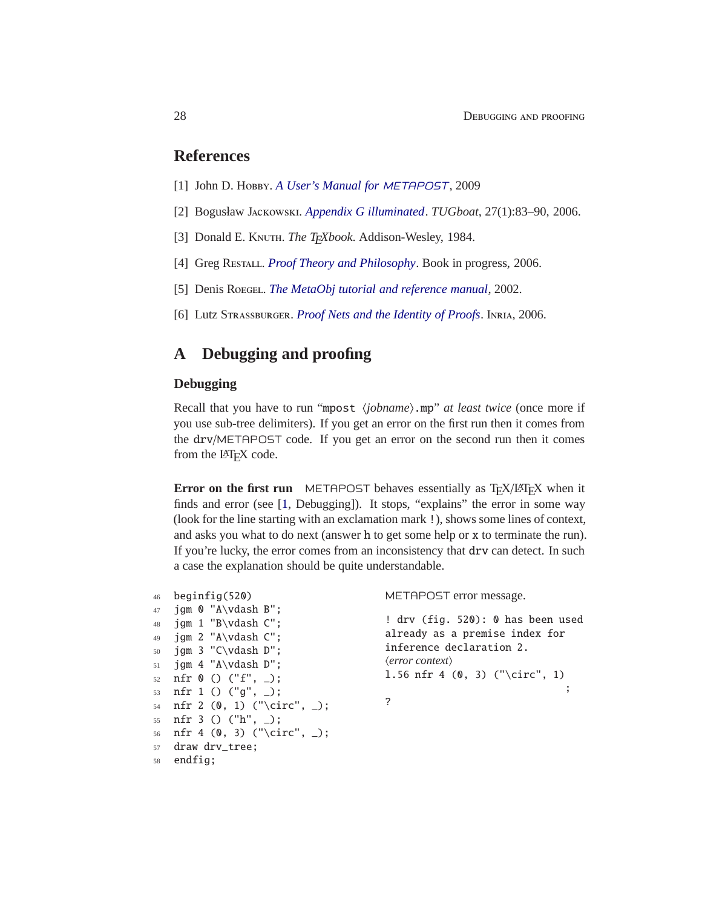## References

[1] John D. Hobby. *A User's Manual for METAPOST*, 2009

[2] Bogusław Jackowski. *Appendix G illuminated*. *TUGboat*, 27(1):83–90, 2006.

[3] Donald E. Knuth. *The TEXbook*. Addison-Wesley, 1984.

[4] Greg Restall. *Proof Theory and Philosophy*. Book in progress, 2006.

[5] Denis Roegel. *The MetaObj tutorial and reference manual*, 2002.

[6] Lutz Strassburger. *Proof Nets and the Identity of Proofs*. Inria, 2006.

## A Debugging and proofing

### Debugging

Recall that you have to run "mpost ⟨*jobname*⟩.mp" *at least twice* (once more if you use sub-tree delimiters). If you get an error on the first run then it comes from the drv/METAPOST code. If you get an error on the second run then it comes from the LATEX code.

**Error on the first run** METAPOST behaves essentially as TEX/LATEX when it finds and error (see [1, Debugging]). It stops, "explains" the error in some way (look for the line starting with an exclamation mark !), shows some lines of context, and asks you what to do next (answer h to get some help or x to terminate the run). If you're lucky, the error comes from an inconsistency that drv can detect. In such a case the explanation should be quite understandable.

```
46 beginfig(520)
47 jgm 0 "A\vdash B";
48 jgm 1 "B\vdash C";
49 jgm 2 "A\vdash C";
50 jgm 3 "C\vdash D";
51 jgm 4 "A\vdash D";
52 nfr 0 () ("f", _);
53 nfr 1 () ("g", _);
54 nfr 2 (0, 1) ("\circ", _);
55 nfr 3 () ("h", _);
56 nfr 4 (0, 3) ("\circ", _);
57 draw drv_tree;
58 endfig;
```

METAPOST error message.

```
! drv (fig. 520): 0 has been used
already as a premise index for
inference declaration 2.
⟨error context⟩
l.56 nfr 4 (0, 3) ("\circ", 1)
                              ;
?
```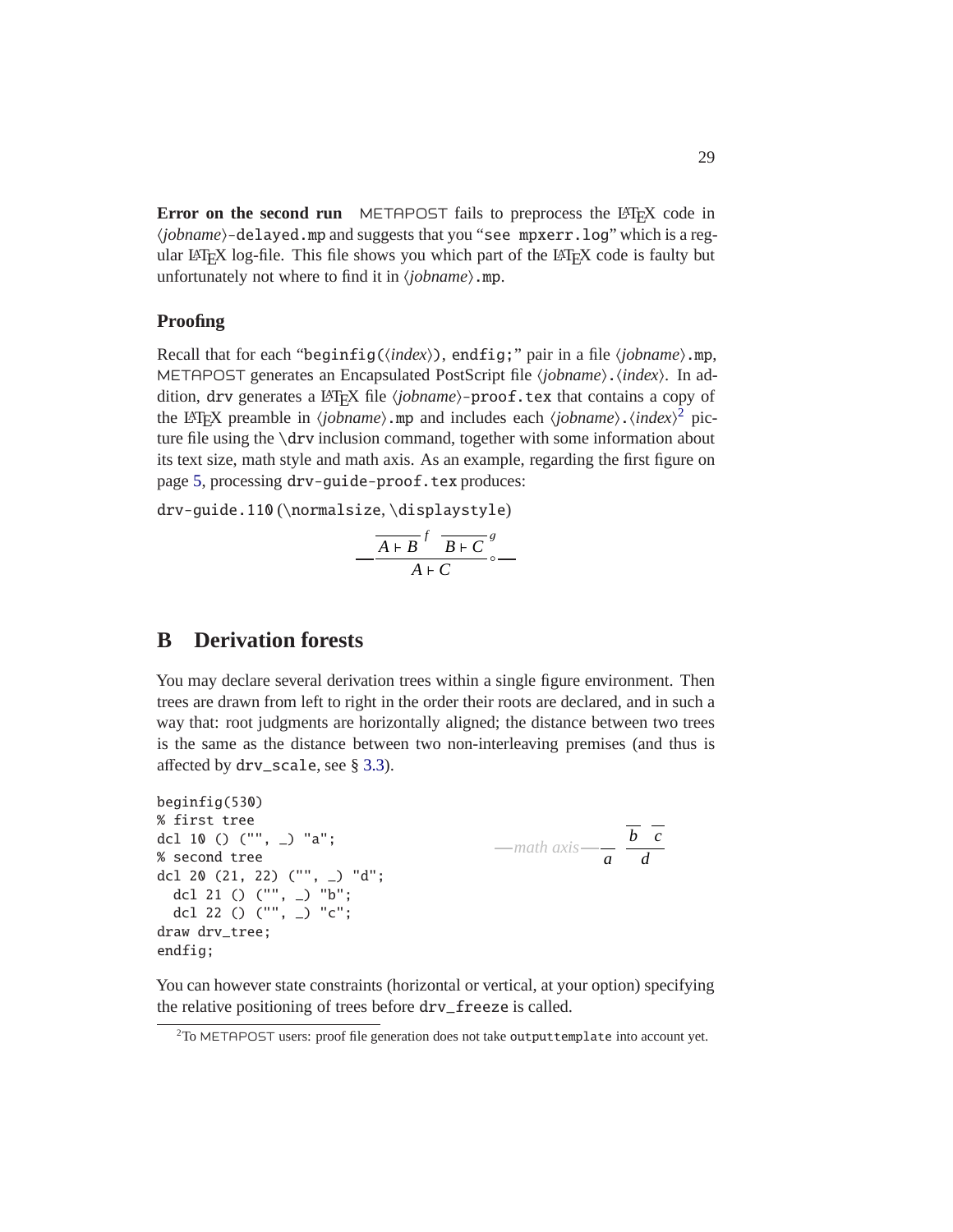**Error on the second run** METAPOST fails to preprocess the LaTeX code in ⟨*jobname*⟩-delayed.mp and suggests that you "see mpxerr.log" which is a regular LaTeX log-file. This file shows you which part of the LaTeX code is faulty but unfortunately not where to find it in ⟨*jobname*⟩.mp.

### Proofing

Recall that for each "beginfig(⟨*index*⟩), endfig;" pair in a file ⟨*jobname*⟩.mp, METAPOST generates an Encapsulated PostScript file ⟨*jobname*⟩.⟨*index*⟩. In addition, drv generates a LaTeX file ⟨*jobname*⟩-proof.tex that contains a copy of the LaTeX preamble in ⟨*jobname*⟩.mp and includes each ⟨*jobname*⟩.⟨*index*⟩[2] picture file using the \drv inclusion command, together with some information about its text size, math style and math axis. As an example, regarding the first figure on page 5, processing drv-guide-proof.tex produces:

drv-guide.110 (\normalsize, \displaystyle)

$$\dfrac{\dfrac{}{A \vdash B}\,f \quad \dfrac{}{B \vdash C}\,g}{A \vdash C}\,\circ$$

## B Derivation forests

You may declare several derivation trees within a single figure environment. Then trees are drawn from left to right in the order their roots are declared, and in such a way that: root judgments are horizontally aligned; the distance between two trees is the same as the distance between two non-interleaving premises (and thus is affected by drv_scale, see § 3.3).

```
beginfig(530)
% first tree
dcl 10 () ("", _) "a";
% second tree
dcl 20 (21, 22) ("", _) "d";
  dcl 21 () ("", _) "b";
  dcl 22 () ("", _) "c";
draw drv_tree;
endfig;
```

—*math axis*— $\dfrac{}{a} \quad \dfrac{\dfrac{}{b} \quad \dfrac{}{c}}{d}$

You can however state constraints (horizontal or vertical, at your option) specifying the relative positioning of trees before drv_freeze is called.

[2] To METAPOST users: proof file generation does not take outputtemplate into account yet.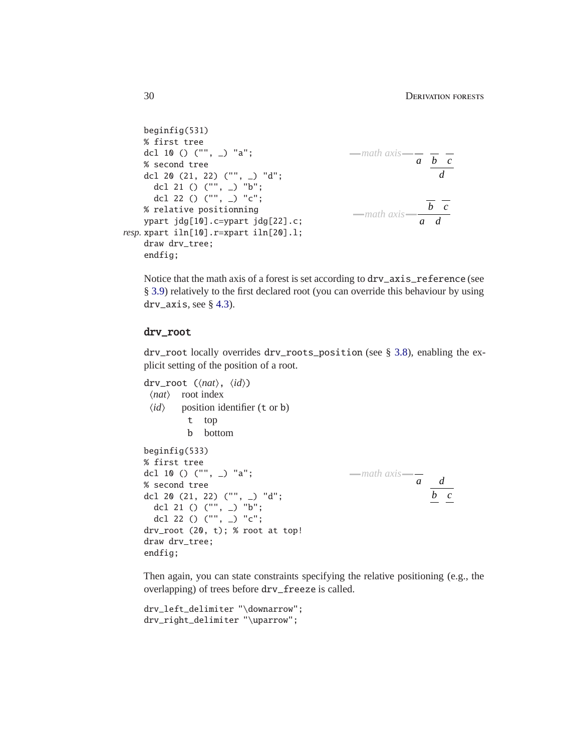```
beginfig(531)
% first tree
dcl 10 () ("", _) "a";
% second tree
dcl 20 (21, 22) ("", _) "d";
  dcl 21 () ("", _) "b";
  dcl 22 () ("", _) "c";
% relative positionning
ypart jdg[10].c=ypart jdg[22].c;
resp. xpart iln[10].r=xpart iln[20].l;
draw drv_tree;
endfig;
```

Notice that the math axis of a forest is set according to drv_axis_reference (see § 3.9) relatively to the first declared root (you can override this behaviour by using drv_axis, see § 4.3).

### drv_root

drv_root locally overrides drv_roots_position (see § 3.8), enabling the explicit setting of the position of a root.

drv_root (⟨*nat*⟩, ⟨*id*⟩)

- ⟨*nat*⟩ root index
- ⟨*id*⟩ position identifier (t or b)
  - t top
  - b bottom

```
beginfig(533)
% first tree
dcl 10 () ("", _) "a";
% second tree
dcl 20 (21, 22) ("", _) "d";
  dcl 21 () ("", _) "b";
  dcl 22 () ("", _) "c";
drv_root (20, t); % root at top!
draw drv_tree;
endfig;
```

Then again, you can state constraints specifying the relative positioning (e.g., the overlapping) of trees before drv_freeze is called.

```
drv_left_delimiter "\downarrow";
drv_right_delimiter "\uparrow";
```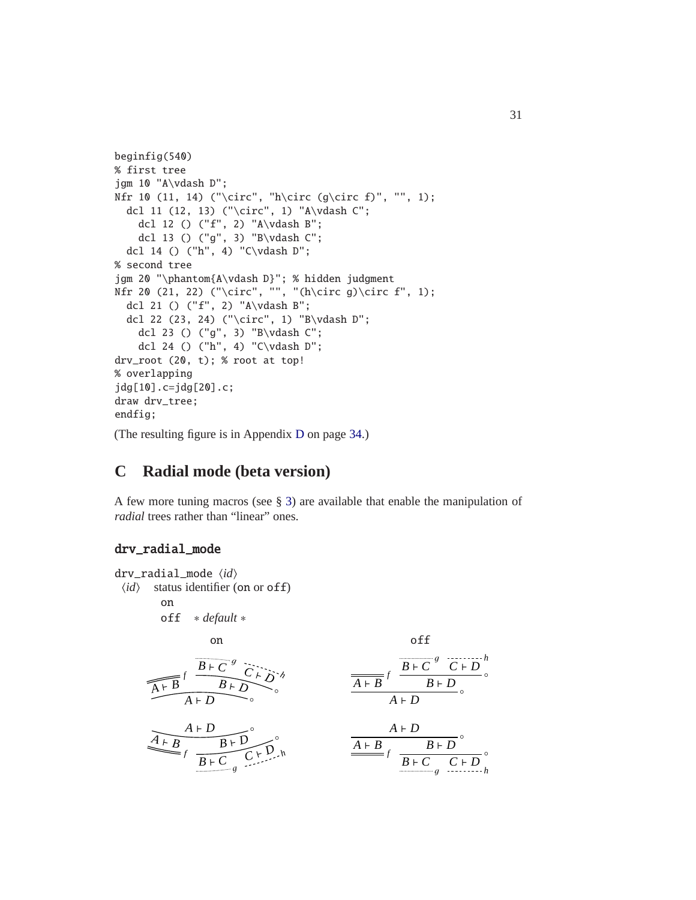```
beginfig(540)
% first tree
jgm 10 "A\vdash D";
Nfr 10 (11, 14) ("\circ", "h\circ (g\circ f)", "", 1);
  dcl 11 (12, 13) ("\circ", 1) "A\vdash C";
    dcl 12 () ("f", 2) "A\vdash B";
    dcl 13 () ("g", 3) "B\vdash C";
  dcl 14 () ("h", 4) "C\vdash D";
% second tree
jgm 20 "\phantom{A\vdash D}"; % hidden judgment
Nfr 20 (21, 22) ("\circ", "", "(h\circ g)\circ f", 1);
  dcl 21 () ("f", 2) "A\vdash B";
  dcl 22 (23, 24) ("\circ", 1) "B\vdash D";
    dcl 23 () ("g", 3) "B\vdash C";
    dcl 24 () ("h", 4) "C\vdash D";
drv_root (20, t); % root at top!
% overlapping
jdg[10].c=jdg[20].c;
draw drv_tree;
endfig;
```

(The resulting figure is in Appendix D on page 34.)

## C Radial mode (beta version)

A few more tuning macros (see § 3) are available that enable the manipulation of *radial* trees rather than "linear" ones.

### drv_radial_mode

drv_radial_mode ⟨*id*⟩

⟨*id*⟩ status identifier (on or off)

- on
- off ∗ *default* ∗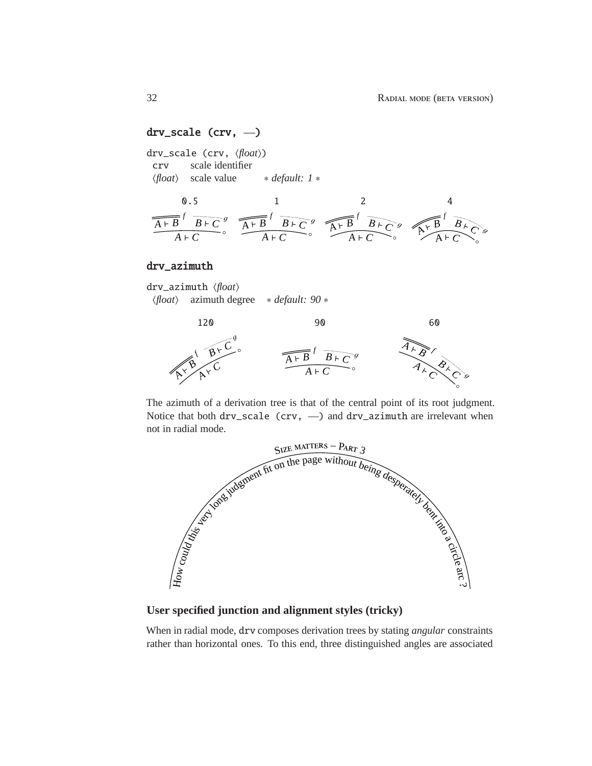## `drv_scale (crv, —)`

`drv_scale (crv, ⟨float⟩)`

`crv` scale identifier

⟨*float*⟩ scale value * *default: 1* *

`0.5` `1` `2` `4`

## `drv_azimuth`

`drv_azimuth ⟨float⟩`

⟨*float*⟩ azimuth degree * *default: 90* *

`120` `90` `60`

The azimuth of a derivation tree is that of the central point of its root judgment. Notice that both `drv_scale (crv, —)` and `drv_azimuth` are irrelevant when not in radial mode.

SIZE MATTERS – PART 3

How could this very long judgment fit on the page without being desperately bent into a circle arc ?

### User specified junction and alignment styles (tricky)

When in radial mode, `drv` composes derivation trees by stating *angular* constraints rather than horizontal ones. To this end, three distinguished angles are associated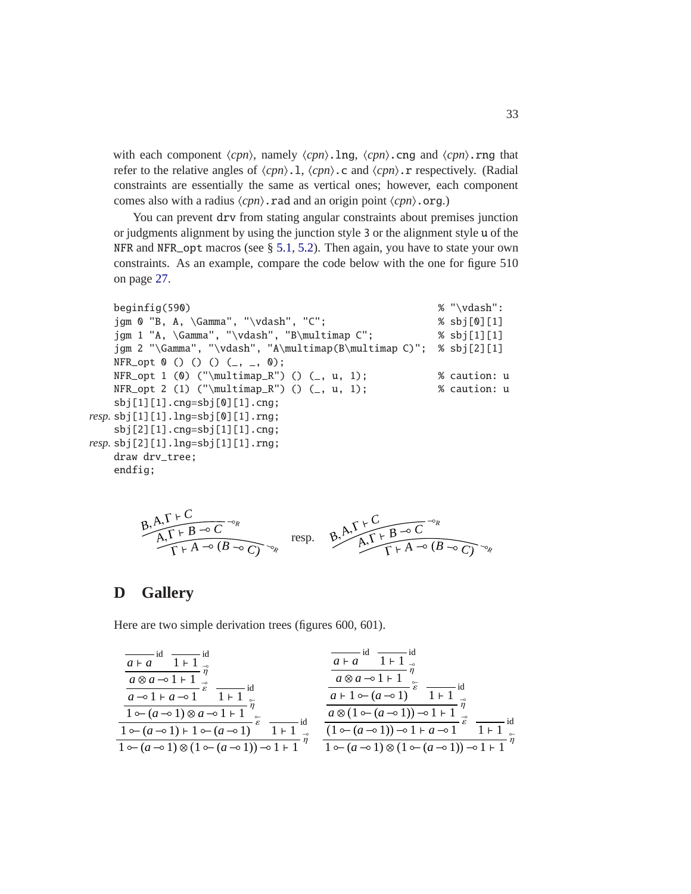with each component ⟨*cpn*⟩, namely ⟨*cpn*⟩`.lng`, ⟨*cpn*⟩`.cng` and ⟨*cpn*⟩`.rng` that refer to the relative angles of ⟨*cpn*⟩`.l`, ⟨*cpn*⟩`.c` and ⟨*cpn*⟩`.r` respectively. (Radial constraints are essentially the same as vertical ones; however, each component comes also with a radius ⟨*cpn*⟩`.rad` and an origin point ⟨*cpn*⟩`.org`.)

You can prevent `drv` from stating angular constraints about premises junction or judgments alignment by using the junction style `3` or the alignment style `u` of the `NFR` and `NFR_opt` macros (see § 5.1, 5.2). Then again, you have to state your own constraints. As an example, compare the code below with the one for figure 510 on page 27.

```
beginfig(590)                                              % "\vdash":
jgm 0 "B, A, \Gamma", "\vdash", "C";                       % sbj[0][1]
jgm 1 "A, \Gamma", "\vdash", "B\multimap C";               % sbj[1][1]
jgm 2 "\Gamma", "\vdash", "A\multimap(B\multimap C)";      % sbj[2][1]
NFR_opt 0 () () () (_, _, 0);
NFR_opt 1 (0) ("\multimap_R") () (_, u, 1);                % caution: u
NFR_opt 2 (1) ("\multimap_R") () (_, u, 1);                % caution: u
sbj[1][1].cng=sbj[0][1].cng;
resp. sbj[1][1].lng=sbj[0][1].rng;
sbj[2][1].cng=sbj[1][1].cng;
resp. sbj[2][1].lng=sbj[1][1].rng;
draw drv_tree;
endfig;
```

$$\dfrac{\dfrac{B,A,\Gamma \vdash C}{A,\Gamma \vdash B \multimap C}\multimap_R}{\Gamma \vdash A \multimap (B \multimap C)}\multimap_R \qquad \text{resp.} \qquad \dfrac{\dfrac{B,A,\Gamma \vdash C}{A,\Gamma \vdash B \multimap C}\multimap_R}{\Gamma \vdash A \multimap (B \multimap C)}\multimap_R$$

# D Gallery

Here are two simple derivation trees (figures 600, 601).

$$\dfrac{\dfrac{\dfrac{\dfrac{\dfrac{\dfrac{}{a \vdash a}\text{id} \quad \dfrac{}{1 \vdash 1}\text{id}}{a \otimes a \multimap 1 \vdash 1}\vec{\eta}}{a \multimap 1 \vdash a \multimap 1}\vec{\varepsilon} \quad \dfrac{}{1 \vdash 1}\text{id}}{1 \multimapinv (a \multimap 1) \otimes a \multimap 1 \vdash 1}\overleftarrow{\eta}}{1 \multimapinv (a \multimap 1) \vdash 1 \multimapinv (a \multimap 1)}\overleftarrow{\varepsilon} \quad \dfrac{}{1 \vdash 1}\text{id}}{1 \multimapinv (a \multimap 1) \otimes (1 \multimapinv (a \multimap 1)) \multimap 1 \vdash 1}\vec{\eta}$$

$$\dfrac{\dfrac{\dfrac{\dfrac{\dfrac{\dfrac{}{a \vdash a}\text{id} \quad \dfrac{}{1 \vdash 1}\text{id}}{a \otimes a \multimap 1 \vdash 1}\vec{\eta}}{a \vdash 1 \multimapinv (a \multimap 1)}\overleftarrow{\varepsilon} \quad \dfrac{}{1 \vdash 1}\text{id}}{a \otimes (1 \multimapinv (a \multimap 1)) \multimap 1 \vdash 1}\vec{\eta}}{(1 \multimapinv (a \multimap 1)) \multimap 1 \vdash a \multimap 1}\vec{\varepsilon} \quad \dfrac{}{1 \vdash 1}\text{id}}{1 \multimapinv (a \multimap 1) \otimes (1 \multimapinv (a \multimap 1)) \multimap 1 \vdash 1}\overleftarrow{\eta}$$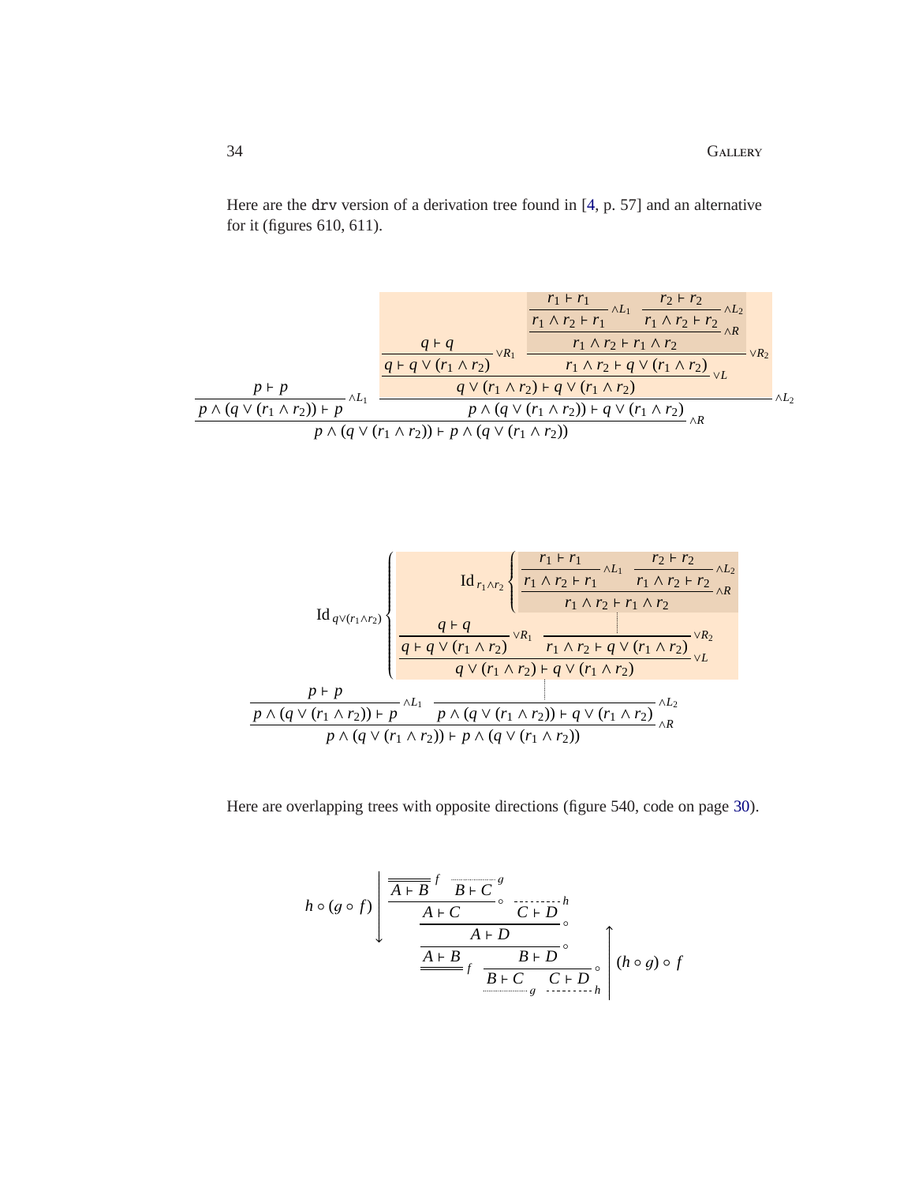Here are the drv version of a derivation tree found in [4, p. 57] and an alternative for it (figures 610, 611).

$$
\dfrac{\dfrac{p \vdash p}{p \wedge (q \vee (r_1 \wedge r_2)) \vdash p}\,\wedge L_1 \quad \dfrac{\dfrac{\dfrac{q \vdash q}{q \vdash q \vee (r_1 \wedge r_2)}\,\vee R_1 \quad \dfrac{\dfrac{\dfrac{r_1 \vdash r_1}{r_1 \wedge r_2 \vdash r_1}\,\wedge L_1 \quad \dfrac{r_2 \vdash r_2}{r_1 \wedge r_2 \vdash r_2}\,\wedge L_2}{r_1 \wedge r_2 \vdash r_1 \wedge r_2}\,\wedge R}{r_1 \wedge r_2 \vdash q \vee (r_1 \wedge r_2)}\,\vee R_2}{q \vee (r_1 \wedge r_2) \vdash q \vee (r_1 \wedge r_2)}\,\vee L}{p \wedge (q \vee (r_1 \wedge r_2)) \vdash q \vee (r_1 \wedge r_2)}\,\wedge L_2}{p \wedge (q \vee (r_1 \wedge r_2)) \vdash p \wedge (q \vee (r_1 \wedge r_2))}\,\wedge R
$$

$$
\mathrm{Id}_{q \vee (r_1 \wedge r_2)} \left\{ \dfrac{\dfrac{q \vdash q}{q \vdash q \vee (r_1 \wedge r_2)}\,\vee R_1 \quad \dfrac{\mathrm{Id}_{r_1 \wedge r_2} \left\{ \dfrac{\dfrac{r_1 \vdash r_1}{r_1 \wedge r_2 \vdash r_1}\,\wedge L_1 \quad \dfrac{r_2 \vdash r_2}{r_1 \wedge r_2 \vdash r_2}\,\wedge L_2}{r_1 \wedge r_2 \vdash r_1 \wedge r_2}\,\wedge R \right.}{r_1 \wedge r_2 \vdash q \vee (r_1 \wedge r_2)}\,\vee R_2}{q \vee (r_1 \wedge r_2) \vdash q \vee (r_1 \wedge r_2)}\,\vee L \right.
$$

$$
\dfrac{\dfrac{p \vdash p}{p \wedge (q \vee (r_1 \wedge r_2)) \vdash p}\,\wedge L_1 \quad \dfrac{\vdots}{p \wedge (q \vee (r_1 \wedge r_2)) \vdash q \vee (r_1 \wedge r_2)}\,\wedge L_2}{p \wedge (q \vee (r_1 \wedge r_2)) \vdash p \wedge (q \vee (r_1 \wedge r_2))}\,\wedge R
$$

Here are overlapping trees with opposite directions (figure 540, code on page 30).

$$
h \circ (g \circ f) \Big\downarrow \quad \dfrac{\dfrac{\dfrac{\overline{\overline{A \vdash B}}\,f \quad \overline{B \vdash C}\,g}{A \vdash C}\,\circ \quad \overline{C \vdash D}\,h}{A \vdash D}\,\circ
$$

$$
\dfrac{\underline{\underline{A \vdash B}}\,f \quad \dfrac{B \vdash D}{\underline{B \vdash C}\,g \quad \underline{C \vdash D}\,h}\,\circ}{}\,\circ \quad \Big\uparrow (h \circ g) \circ f
$$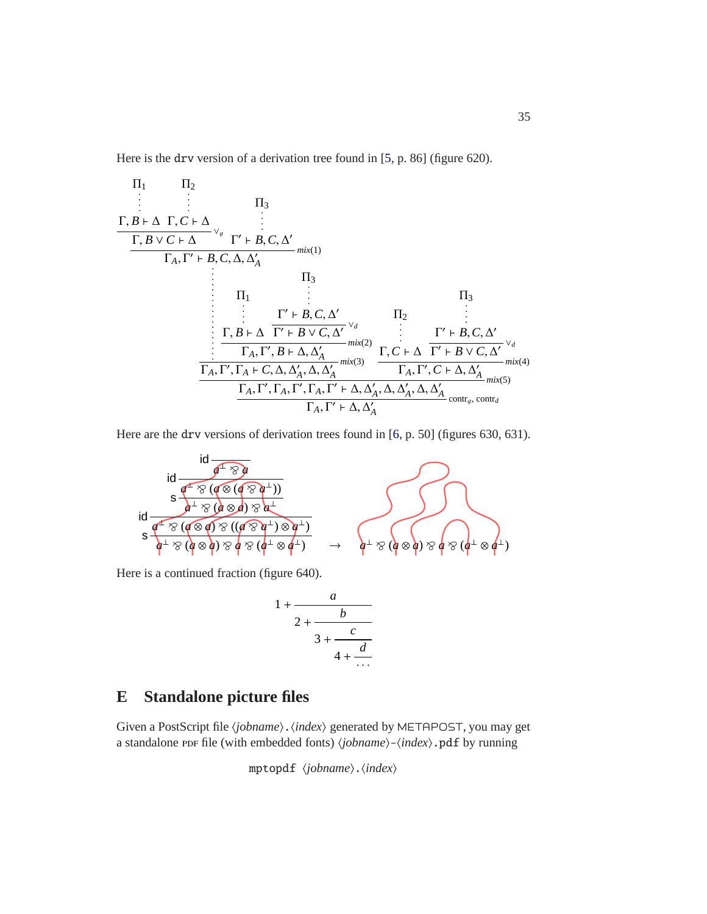Here is the drv version of a derivation tree found in [5, p. 86] (figure 620).

$$
\dfrac{\dfrac{\dfrac{\begin{matrix}\Pi_1\\ \vdots\\ \Gamma, B \vdash \Delta\end{matrix} \quad \begin{matrix}\Pi_2\\ \vdots\\ \Gamma, C \vdash \Delta\end{matrix}}{\Gamma, B \vee C \vdash \Delta}\vee_g \quad \begin{matrix}\Pi_3\\ \vdots\\ \Gamma' \vdash B, C, \Delta'\end{matrix}}{\Gamma_A, \Gamma' \vdash B, C, \Delta, \Delta'_A}\mathit{mix}(1)}{}
$$

$$
\dfrac{\dfrac{\dfrac{\begin{matrix}\Pi_1\\ \vdots\\ \Gamma, B \vdash \Delta\end{matrix} \quad \dfrac{\begin{matrix}\Pi_3\\ \vdots\\ \Gamma' \vdash B, C, \Delta'\end{matrix}}{\Gamma' \vdash B \vee C, \Delta'}\vee_d}{\Gamma_A, \Gamma', B \vdash \Delta, \Delta'_A}\mathit{mix}(2)}{\Gamma_A, \Gamma', \Gamma_A \vdash C, \Delta, \Delta'_A, \Delta, \Delta'_A}\mathit{mix}(3) \quad \dfrac{\begin{matrix}\Pi_2\\ \vdots\\ \Gamma, C \vdash \Delta\end{matrix} \quad \dfrac{\begin{matrix}\Pi_3\\ \vdots\\ \Gamma' \vdash B, C, \Delta'\end{matrix}}{\Gamma' \vdash B \vee C, \Delta'}\vee_d}{\Gamma_A, \Gamma', C \vdash \Delta, \Delta'_A}\mathit{mix}(4)}{\dfrac{\Gamma_A, \Gamma', \Gamma_A, \Gamma', \Gamma_A, \Gamma' \vdash \Delta, \Delta'_A, \Delta, \Delta'_A, \Delta, \Delta'_A}{\Gamma_A, \Gamma' \vdash \Delta, \Delta'_A}\mathrm{contr}_g, \mathrm{contr}_d}\mathit{mix}(5)
$$

Here are the drv versions of derivation trees found in [6, p. 50] (figures 630, 631).

$$
\dfrac{\dfrac{\dfrac{\dfrac{\dfrac{}{a^\perp \parr a}\,\mathsf{id}}{a^\perp \parr (a \otimes (a \parr a^\perp))}\,\mathsf{id}}{a^\perp \parr (a \otimes a) \parr a^\perp}\,\mathsf{s}}{a^\perp \parr (a \otimes a) \parr ((a \parr a^\perp) \otimes a^\perp)}\,\mathsf{id}}{a^\perp \parr (a \otimes a) \parr a \parr (a^\perp \otimes a^\perp)}\,\mathsf{s} \qquad \rightarrow \qquad a^\perp \parr (a \otimes a) \parr a \parr (a^\perp \otimes a^\perp)
$$

Here is a continued fraction (figure 640).

$$
1 + \cfrac{a}{2 + \cfrac{b}{3 + \cfrac{c}{4 + \cfrac{d}{\cdots}}}}
$$

## E Standalone picture files

Given a PostScript file ⟨*jobname*⟩.⟨*index*⟩ generated by METAPOST, you may get a standalone PDF file (with embedded fonts) ⟨*jobname*⟩-⟨*index*⟩.pdf by running

```
mptopdf ⟨jobname⟩.⟨index⟩
```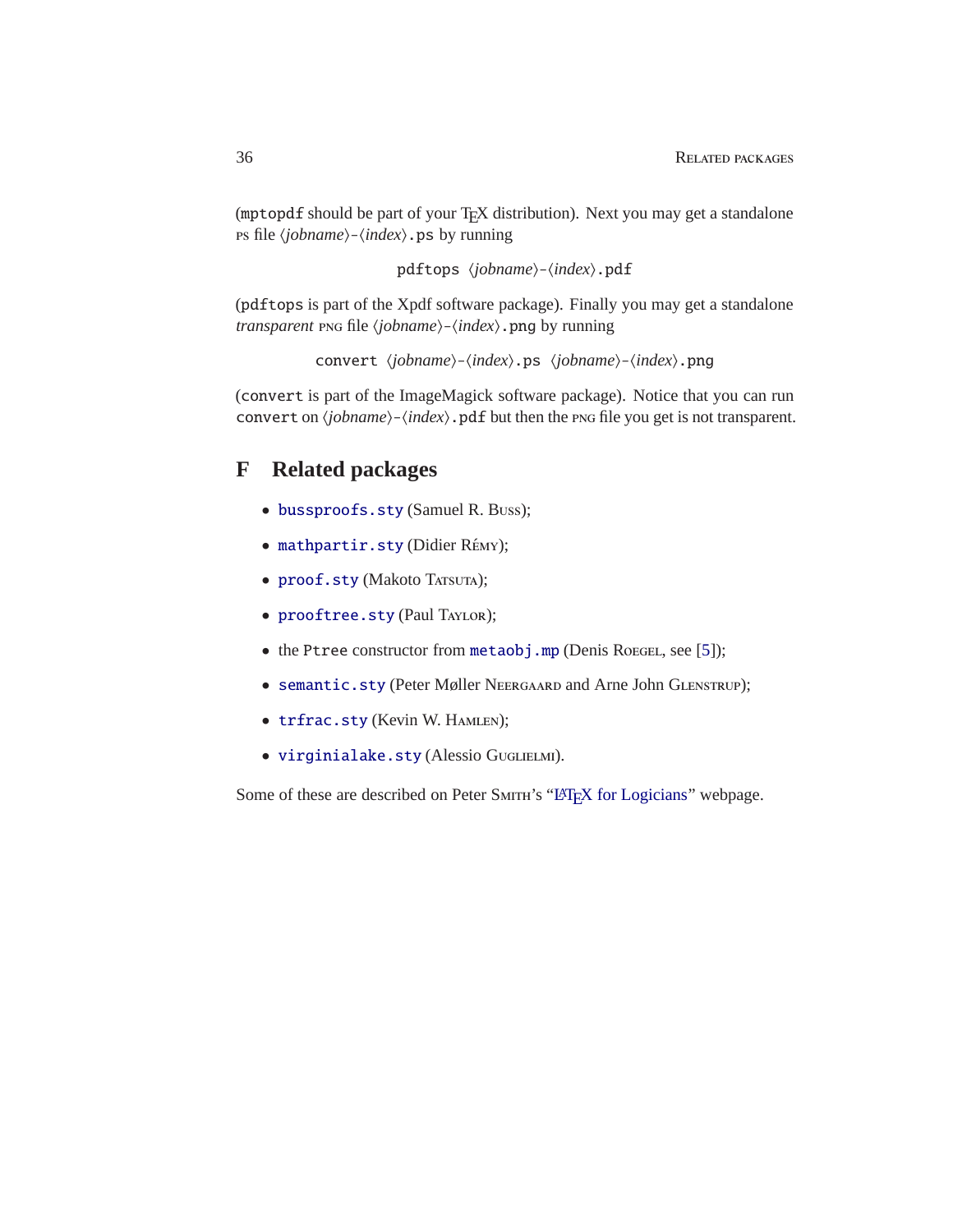(`mptopdf` should be part of your TEX distribution). Next you may get a standalone PS file ⟨*jobname*⟩-⟨*index*⟩`.ps` by running

`pdftops` ⟨*jobname*⟩-⟨*index*⟩`.pdf`

(`pdftops` is part of the Xpdf software package). Finally you may get a standalone *transparent* PNG file ⟨*jobname*⟩-⟨*index*⟩`.png` by running

`convert` ⟨*jobname*⟩-⟨*index*⟩`.ps` ⟨*jobname*⟩-⟨*index*⟩`.png`

(`convert` is part of the ImageMagick software package). Notice that you can run `convert` on ⟨*jobname*⟩-⟨*index*⟩`.pdf` but then the PNG file you get is not transparent.

# F Related packages

- `bussproofs.sty` (Samuel R. Buss);
- `mathpartir.sty` (Didier Rémy);
- `proof.sty` (Makoto Tatsuta);
- `prooftree.sty` (Paul Taylor);
- the `Ptree` constructor from `metaobj.mp` (Denis Roegel, see [5]);
- `semantic.sty` (Peter Møller Neergaard and Arne John Glenstrup);
- `trfrac.sty` (Kevin W. Hamlen);
- `virginialake.sty` (Alessio Guglielmi).

Some of these are described on Peter Smith's "LaTeX for Logicians" webpage.